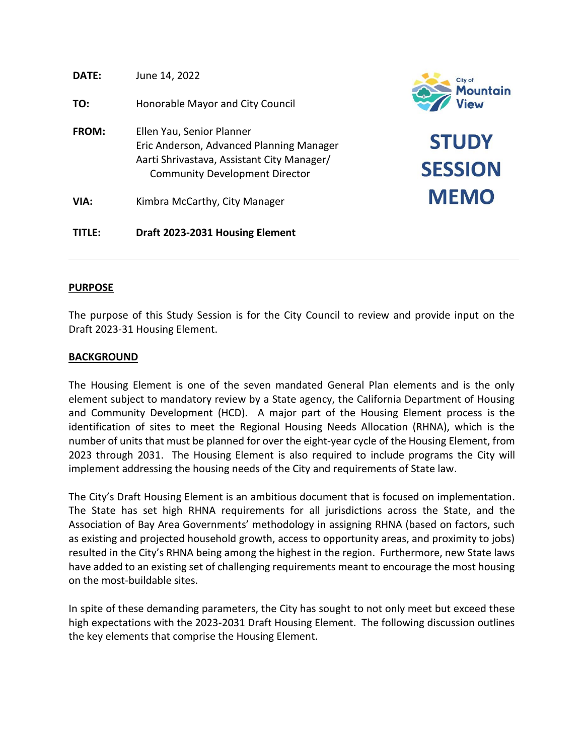| | |
|---|---|
| **DATE:** | June 14, 2022 |
| **TO:** | Honorable Mayor and City Council |
| **FROM:** | Ellen Yau, Senior Planner<br>Eric Anderson, Advanced Planning Manager<br>Aarti Shrivastava, Assistant City Manager/ Community Development Director |
| **VIA:** | Kimbra McCarthy, City Manager |
| **TITLE:** | **Draft 2023-2031 Housing Element** |

City of Mountain View

# STUDY SESSION MEMO

---

## PURPOSE

The purpose of this Study Session is for the City Council to review and provide input on the Draft 2023-31 Housing Element.

## BACKGROUND

The Housing Element is one of the seven mandated General Plan elements and is the only element subject to mandatory review by a State agency, the California Department of Housing and Community Development (HCD). A major part of the Housing Element process is the identification of sites to meet the Regional Housing Needs Allocation (RHNA), which is the number of units that must be planned for over the eight-year cycle of the Housing Element, from 2023 through 2031. The Housing Element is also required to include programs the City will implement addressing the housing needs of the City and requirements of State law.

The City's Draft Housing Element is an ambitious document that is focused on implementation. The State has set high RHNA requirements for all jurisdictions across the State, and the Association of Bay Area Governments' methodology in assigning RHNA (based on factors, such as existing and projected household growth, access to opportunity areas, and proximity to jobs) resulted in the City's RHNA being among the highest in the region. Furthermore, new State laws have added to an existing set of challenging requirements meant to encourage the most housing on the most-buildable sites.

In spite of these demanding parameters, the City has sought to not only meet but exceed these high expectations with the 2023-2031 Draft Housing Element. The following discussion outlines the key elements that comprise the Housing Element.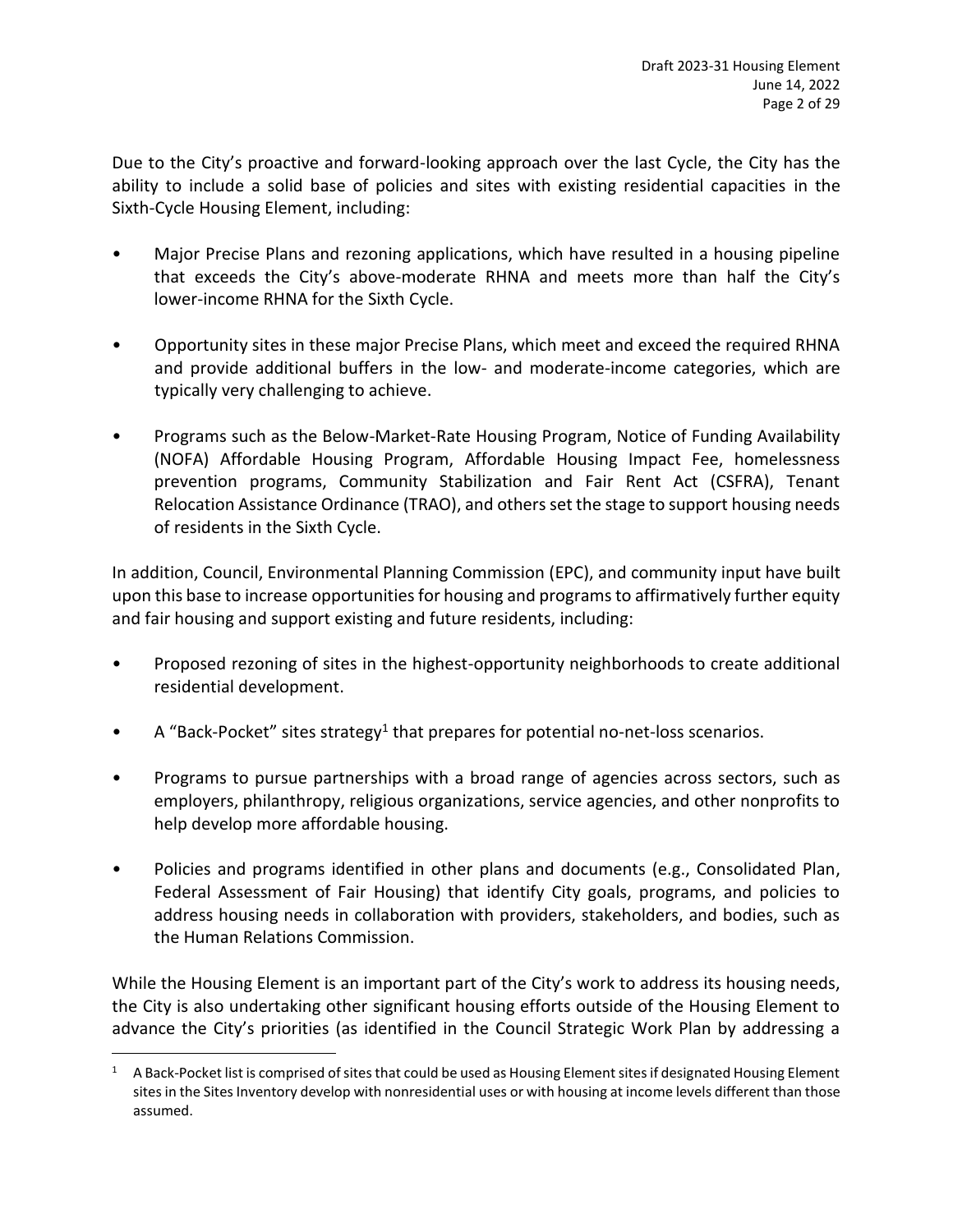Due to the City's proactive and forward-looking approach over the last Cycle, the City has the ability to include a solid base of policies and sites with existing residential capacities in the Sixth-Cycle Housing Element, including:

- Major Precise Plans and rezoning applications, which have resulted in a housing pipeline that exceeds the City's above-moderate RHNA and meets more than half the City's lower-income RHNA for the Sixth Cycle.
- Opportunity sites in these major Precise Plans, which meet and exceed the required RHNA and provide additional buffers in the low- and moderate-income categories, which are typically very challenging to achieve.
- Programs such as the Below-Market-Rate Housing Program, Notice of Funding Availability (NOFA) Affordable Housing Program, Affordable Housing Impact Fee, homelessness prevention programs, Community Stabilization and Fair Rent Act (CSFRA), Tenant Relocation Assistance Ordinance (TRAO), and others set the stage to support housing needs of residents in the Sixth Cycle.

In addition, Council, Environmental Planning Commission (EPC), and community input have built upon this base to increase opportunities for housing and programs to affirmatively further equity and fair housing and support existing and future residents, including:

- Proposed rezoning of sites in the highest-opportunity neighborhoods to create additional residential development.
- A "Back-Pocket" sites strategy[1] that prepares for potential no-net-loss scenarios.
- Programs to pursue partnerships with a broad range of agencies across sectors, such as employers, philanthropy, religious organizations, service agencies, and other nonprofits to help develop more affordable housing.
- Policies and programs identified in other plans and documents (e.g., Consolidated Plan, Federal Assessment of Fair Housing) that identify City goals, programs, and policies to address housing needs in collaboration with providers, stakeholders, and bodies, such as the Human Relations Commission.

While the Housing Element is an important part of the City's work to address its housing needs, the City is also undertaking other significant housing efforts outside of the Housing Element to advance the City's priorities (as identified in the Council Strategic Work Plan by addressing a

[1] A Back-Pocket list is comprised of sites that could be used as Housing Element sites if designated Housing Element sites in the Sites Inventory develop with nonresidential uses or with housing at income levels different than those assumed.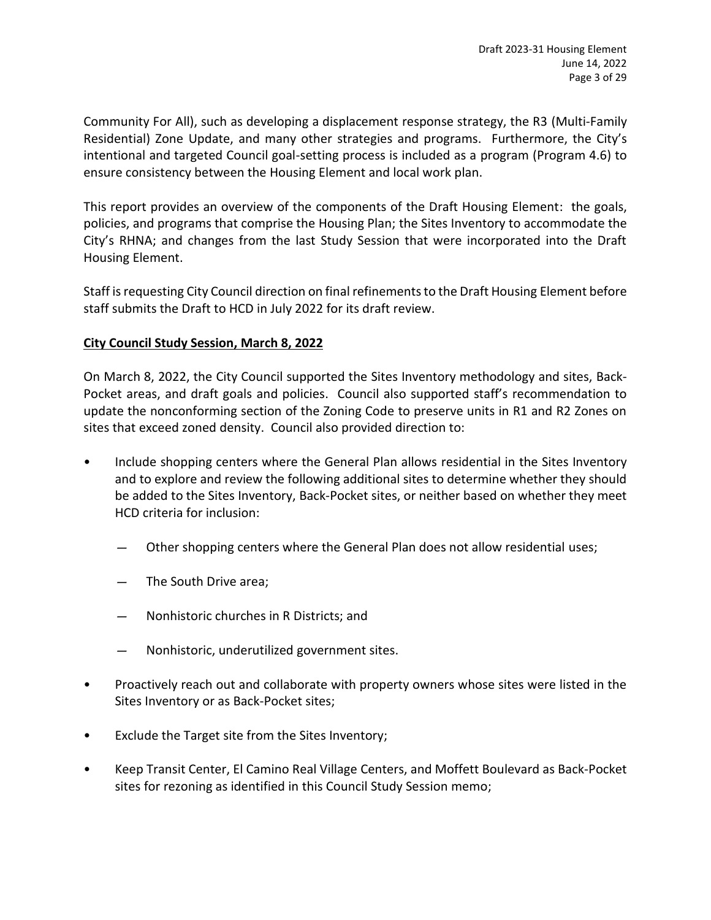Community For All), such as developing a displacement response strategy, the R3 (Multi-Family Residential) Zone Update, and many other strategies and programs. Furthermore, the City's intentional and targeted Council goal-setting process is included as a program (Program 4.6) to ensure consistency between the Housing Element and local work plan.

This report provides an overview of the components of the Draft Housing Element: the goals, policies, and programs that comprise the Housing Plan; the Sites Inventory to accommodate the City's RHNA; and changes from the last Study Session that were incorporated into the Draft Housing Element.

Staff is requesting City Council direction on final refinements to the Draft Housing Element before staff submits the Draft to HCD in July 2022 for its draft review.

**City Council Study Session, March 8, 2022**

On March 8, 2022, the City Council supported the Sites Inventory methodology and sites, Back-Pocket areas, and draft goals and policies. Council also supported staff's recommendation to update the nonconforming section of the Zoning Code to preserve units in R1 and R2 Zones on sites that exceed zoned density. Council also provided direction to:

- Include shopping centers where the General Plan allows residential in the Sites Inventory and to explore and review the following additional sites to determine whether they should be added to the Sites Inventory, Back-Pocket sites, or neither based on whether they meet HCD criteria for inclusion:
  - Other shopping centers where the General Plan does not allow residential uses;
  - The South Drive area;
  - Nonhistoric churches in R Districts; and
  - Nonhistoric, underutilized government sites.
- Proactively reach out and collaborate with property owners whose sites were listed in the Sites Inventory or as Back-Pocket sites;
- Exclude the Target site from the Sites Inventory;
- Keep Transit Center, El Camino Real Village Centers, and Moffett Boulevard as Back-Pocket sites for rezoning as identified in this Council Study Session memo;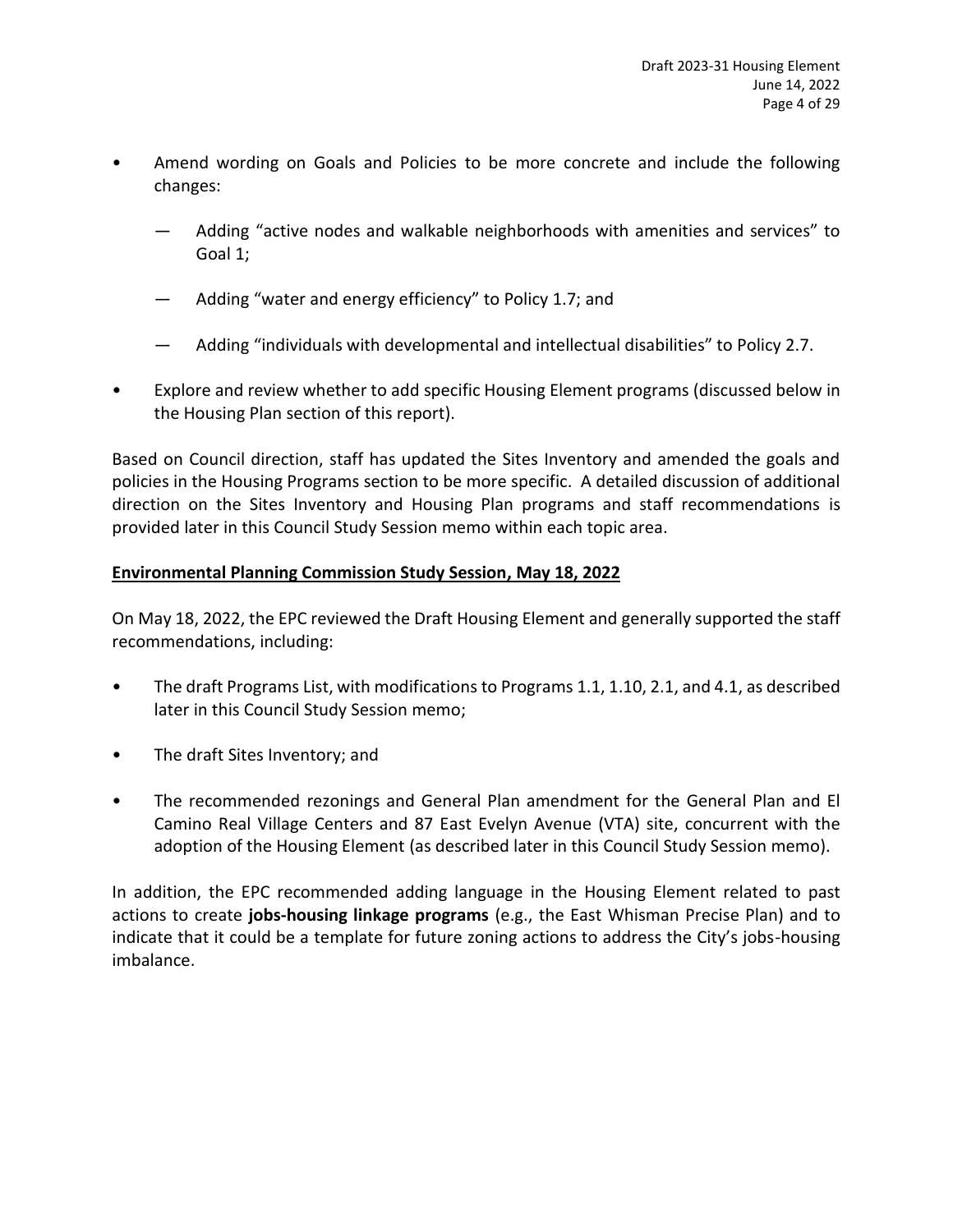- Amend wording on Goals and Policies to be more concrete and include the following changes:

  — Adding "active nodes and walkable neighborhoods with amenities and services" to Goal 1;

  — Adding "water and energy efficiency" to Policy 1.7; and

  — Adding "individuals with developmental and intellectual disabilities" to Policy 2.7.

- Explore and review whether to add specific Housing Element programs (discussed below in the Housing Plan section of this report).

Based on Council direction, staff has updated the Sites Inventory and amended the goals and policies in the Housing Programs section to be more specific. A detailed discussion of additional direction on the Sites Inventory and Housing Plan programs and staff recommendations is provided later in this Council Study Session memo within each topic area.

**Environmental Planning Commission Study Session, May 18, 2022**

On May 18, 2022, the EPC reviewed the Draft Housing Element and generally supported the staff recommendations, including:

- The draft Programs List, with modifications to Programs 1.1, 1.10, 2.1, and 4.1, as described later in this Council Study Session memo;

- The draft Sites Inventory; and

- The recommended rezonings and General Plan amendment for the General Plan and El Camino Real Village Centers and 87 East Evelyn Avenue (VTA) site, concurrent with the adoption of the Housing Element (as described later in this Council Study Session memo).

In addition, the EPC recommended adding language in the Housing Element related to past actions to create **jobs-housing linkage programs** (e.g., the East Whisman Precise Plan) and to indicate that it could be a template for future zoning actions to address the City's jobs-housing imbalance.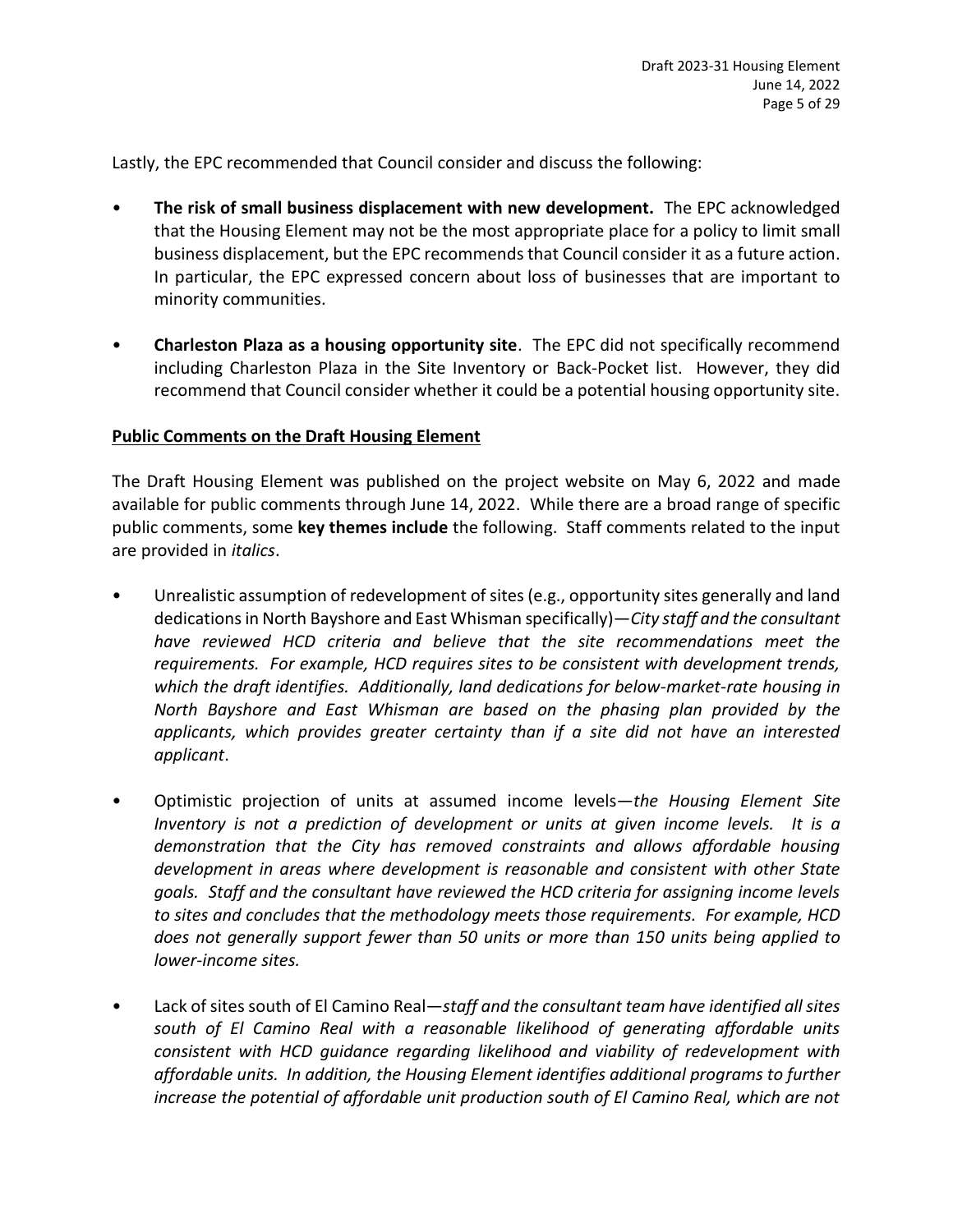Lastly, the EPC recommended that Council consider and discuss the following:

- **The risk of small business displacement with new development.** The EPC acknowledged that the Housing Element may not be the most appropriate place for a policy to limit small business displacement, but the EPC recommends that Council consider it as a future action. In particular, the EPC expressed concern about loss of businesses that are important to minority communities.

- **Charleston Plaza as a housing opportunity site**. The EPC did not specifically recommend including Charleston Plaza in the Site Inventory or Back-Pocket list. However, they did recommend that Council consider whether it could be a potential housing opportunity site.

**Public Comments on the Draft Housing Element**

The Draft Housing Element was published on the project website on May 6, 2022 and made available for public comments through June 14, 2022. While there are a broad range of specific public comments, some **key themes include** the following. Staff comments related to the input are provided in *italics*.

- Unrealistic assumption of redevelopment of sites (e.g., opportunity sites generally and land dedications in North Bayshore and East Whisman specifically)—*City staff and the consultant have reviewed HCD criteria and believe that the site recommendations meet the requirements. For example, HCD requires sites to be consistent with development trends, which the draft identifies. Additionally, land dedications for below-market-rate housing in North Bayshore and East Whisman are based on the phasing plan provided by the applicants, which provides greater certainty than if a site did not have an interested applicant*.

- Optimistic projection of units at assumed income levels—*the Housing Element Site Inventory is not a prediction of development or units at given income levels. It is a demonstration that the City has removed constraints and allows affordable housing development in areas where development is reasonable and consistent with other State goals. Staff and the consultant have reviewed the HCD criteria for assigning income levels to sites and concludes that the methodology meets those requirements. For example, HCD does not generally support fewer than 50 units or more than 150 units being applied to lower-income sites.*

- Lack of sites south of El Camino Real—*staff and the consultant team have identified all sites south of El Camino Real with a reasonable likelihood of generating affordable units consistent with HCD guidance regarding likelihood and viability of redevelopment with affordable units. In addition, the Housing Element identifies additional programs to further increase the potential of affordable unit production south of El Camino Real, which are not*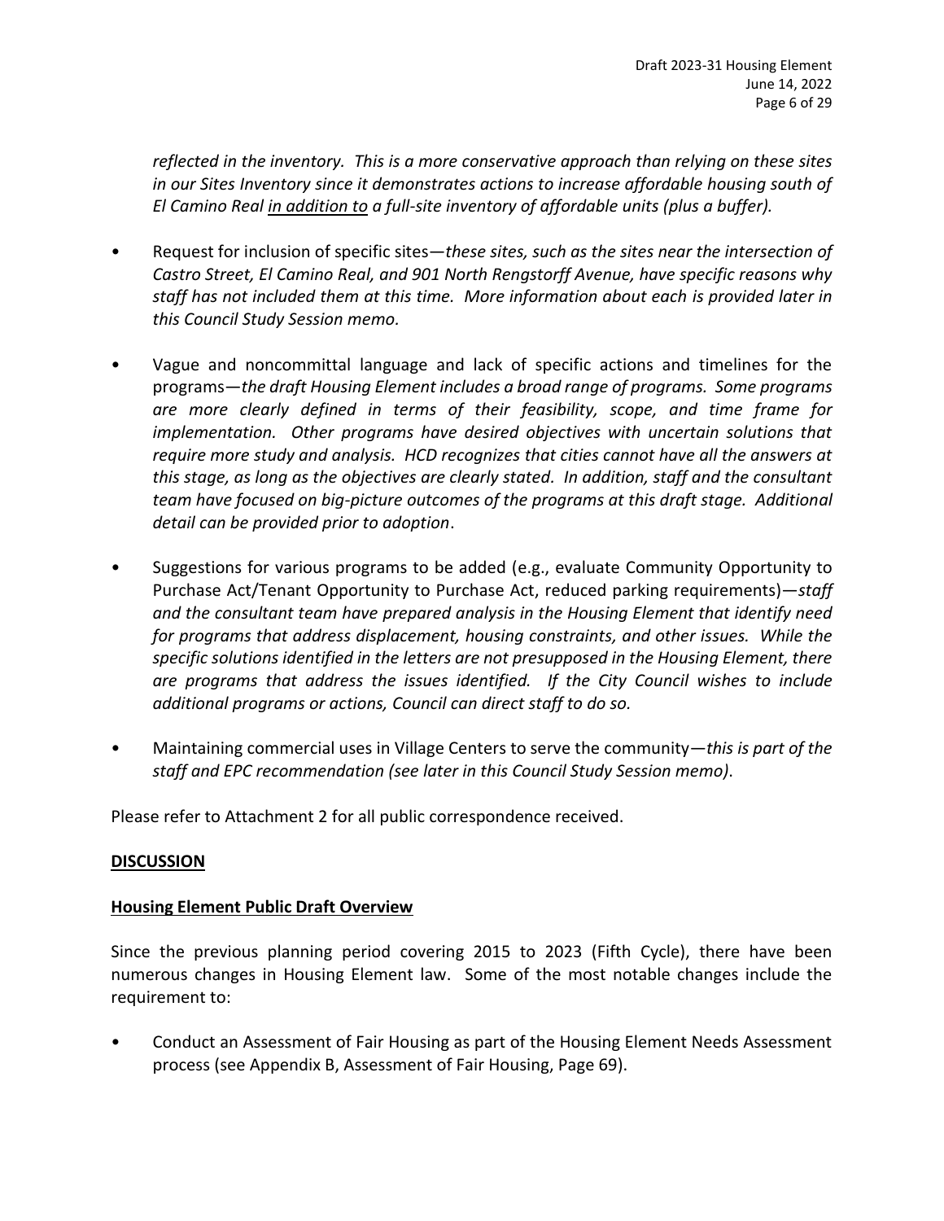*reflected in the inventory. This is a more conservative approach than relying on these sites in our Sites Inventory since it demonstrates actions to increase affordable housing south of El Camino Real <u>in addition to</u> a full-site inventory of affordable units (plus a buffer).*

- Request for inclusion of specific sites—*these sites, such as the sites near the intersection of Castro Street, El Camino Real, and 901 North Rengstorff Avenue, have specific reasons why staff has not included them at this time. More information about each is provided later in this Council Study Session memo.*

- Vague and noncommittal language and lack of specific actions and timelines for the programs—*the draft Housing Element includes a broad range of programs. Some programs are more clearly defined in terms of their feasibility, scope, and time frame for implementation. Other programs have desired objectives with uncertain solutions that require more study and analysis. HCD recognizes that cities cannot have all the answers at this stage, as long as the objectives are clearly stated. In addition, staff and the consultant team have focused on big-picture outcomes of the programs at this draft stage. Additional detail can be provided prior to adoption*.

- Suggestions for various programs to be added (e.g., evaluate Community Opportunity to Purchase Act/Tenant Opportunity to Purchase Act, reduced parking requirements)—*staff and the consultant team have prepared analysis in the Housing Element that identify need for programs that address displacement, housing constraints, and other issues. While the specific solutions identified in the letters are not presupposed in the Housing Element, there are programs that address the issues identified. If the City Council wishes to include additional programs or actions, Council can direct staff to do so.*

- Maintaining commercial uses in Village Centers to serve the community—*this is part of the staff and EPC recommendation (see later in this Council Study Session memo)*.

Please refer to Attachment 2 for all public correspondence received.

## <u>DISCUSSION</u>

### <u>Housing Element Public Draft Overview</u>

Since the previous planning period covering 2015 to 2023 (Fifth Cycle), there have been numerous changes in Housing Element law. Some of the most notable changes include the requirement to:

- Conduct an Assessment of Fair Housing as part of the Housing Element Needs Assessment process (see Appendix B, Assessment of Fair Housing, Page 69).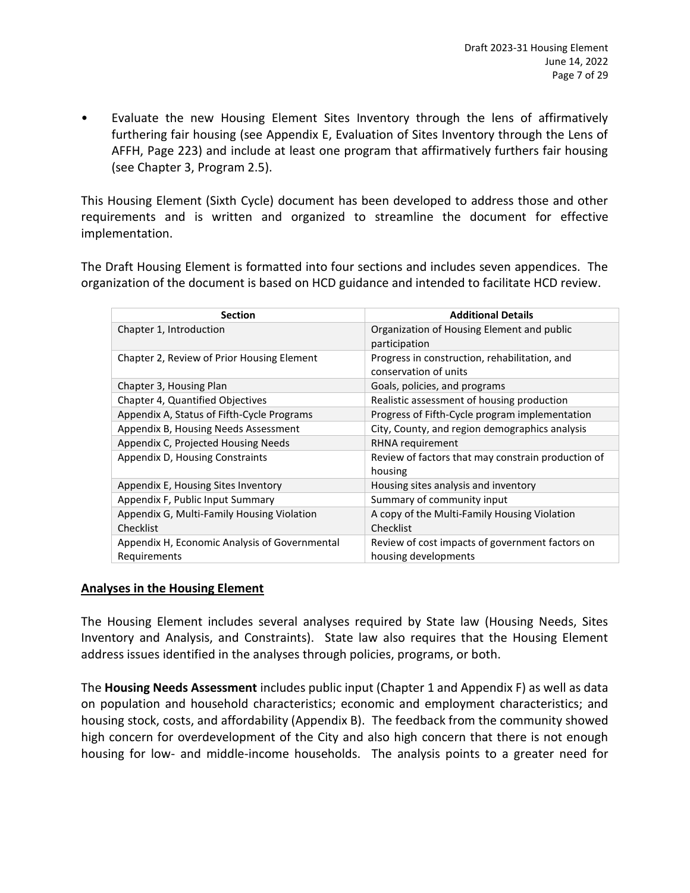- Evaluate the new Housing Element Sites Inventory through the lens of affirmatively furthering fair housing (see Appendix E, Evaluation of Sites Inventory through the Lens of AFFH, Page 223) and include at least one program that affirmatively furthers fair housing (see Chapter 3, Program 2.5).

This Housing Element (Sixth Cycle) document has been developed to address those and other requirements and is written and organized to streamline the document for effective implementation.

The Draft Housing Element is formatted into four sections and includes seven appendices. The organization of the document is based on HCD guidance and intended to facilitate HCD review.

| Section | Additional Details |
|---|---|
| Chapter 1, Introduction | Organization of Housing Element and public participation |
| Chapter 2, Review of Prior Housing Element | Progress in construction, rehabilitation, and conservation of units |
| Chapter 3, Housing Plan | Goals, policies, and programs |
| Chapter 4, Quantified Objectives | Realistic assessment of housing production |
| Appendix A, Status of Fifth-Cycle Programs | Progress of Fifth-Cycle program implementation |
| Appendix B, Housing Needs Assessment | City, County, and region demographics analysis |
| Appendix C, Projected Housing Needs | RHNA requirement |
| Appendix D, Housing Constraints | Review of factors that may constrain production of housing |
| Appendix E, Housing Sites Inventory | Housing sites analysis and inventory |
| Appendix F, Public Input Summary | Summary of community input |
| Appendix G, Multi-Family Housing Violation Checklist | A copy of the Multi-Family Housing Violation Checklist |
| Appendix H, Economic Analysis of Governmental Requirements | Review of cost impacts of government factors on housing developments |

## Analyses in the Housing Element

The Housing Element includes several analyses required by State law (Housing Needs, Sites Inventory and Analysis, and Constraints). State law also requires that the Housing Element address issues identified in the analyses through policies, programs, or both.

The **Housing Needs Assessment** includes public input (Chapter 1 and Appendix F) as well as data on population and household characteristics; economic and employment characteristics; and housing stock, costs, and affordability (Appendix B). The feedback from the community showed high concern for overdevelopment of the City and also high concern that there is not enough housing for low- and middle-income households. The analysis points to a greater need for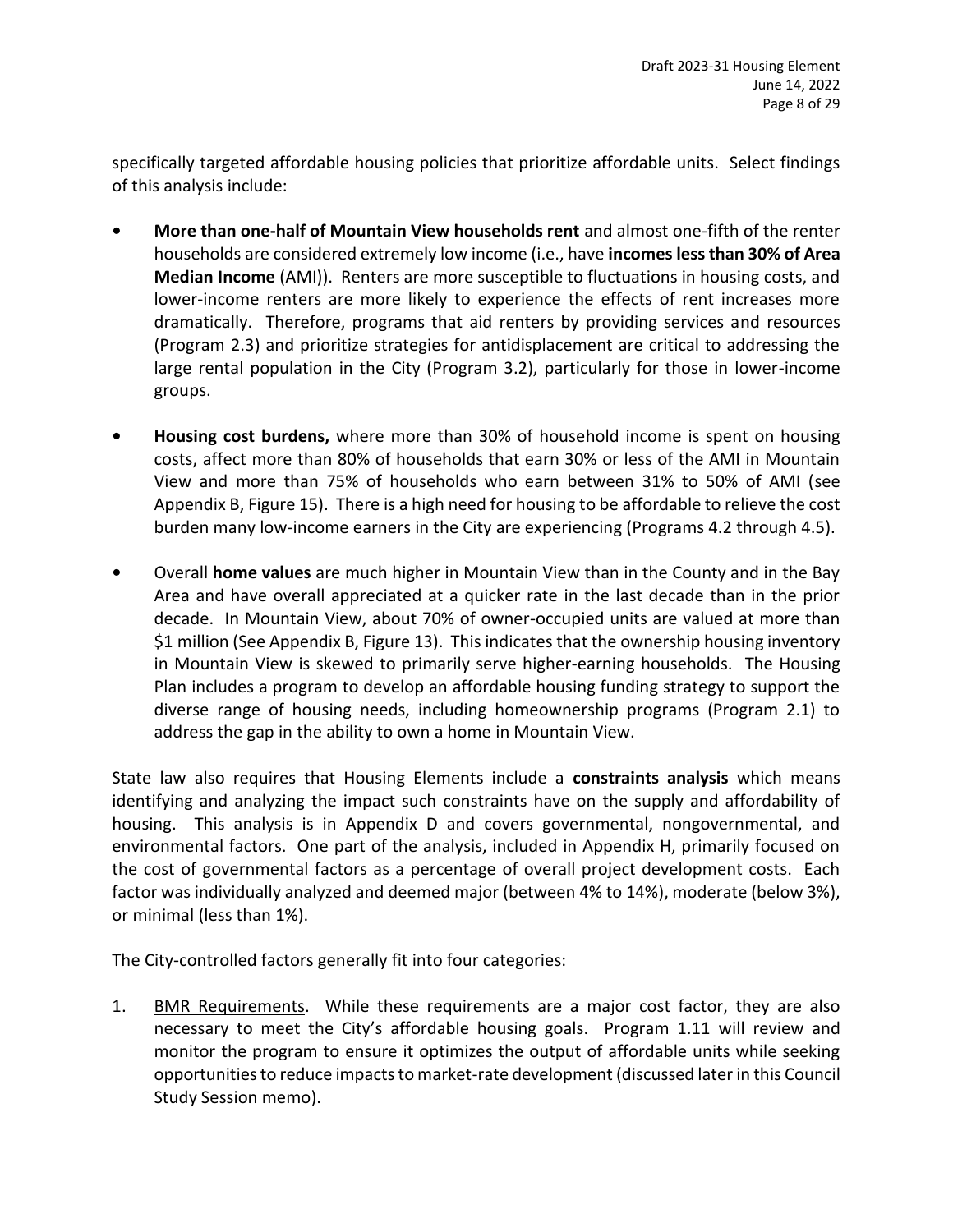specifically targeted affordable housing policies that prioritize affordable units. Select findings of this analysis include:

- **More than one-half of Mountain View households rent** and almost one-fifth of the renter households are considered extremely low income (i.e., have **incomes less than 30% of Area Median Income** (AMI)). Renters are more susceptible to fluctuations in housing costs, and lower-income renters are more likely to experience the effects of rent increases more dramatically. Therefore, programs that aid renters by providing services and resources (Program 2.3) and prioritize strategies for antidisplacement are critical to addressing the large rental population in the City (Program 3.2), particularly for those in lower-income groups.

- **Housing cost burdens,** where more than 30% of household income is spent on housing costs, affect more than 80% of households that earn 30% or less of the AMI in Mountain View and more than 75% of households who earn between 31% to 50% of AMI (see Appendix B, Figure 15). There is a high need for housing to be affordable to relieve the cost burden many low-income earners in the City are experiencing (Programs 4.2 through 4.5).

- Overall **home values** are much higher in Mountain View than in the County and in the Bay Area and have overall appreciated at a quicker rate in the last decade than in the prior decade. In Mountain View, about 70% of owner-occupied units are valued at more than $1 million (See Appendix B, Figure 13). This indicates that the ownership housing inventory in Mountain View is skewed to primarily serve higher-earning households. The Housing Plan includes a program to develop an affordable housing funding strategy to support the diverse range of housing needs, including homeownership programs (Program 2.1) to address the gap in the ability to own a home in Mountain View.

State law also requires that Housing Elements include a **constraints analysis** which means identifying and analyzing the impact such constraints have on the supply and affordability of housing. This analysis is in Appendix D and covers governmental, nongovernmental, and environmental factors. One part of the analysis, included in Appendix H, primarily focused on the cost of governmental factors as a percentage of overall project development costs. Each factor was individually analyzed and deemed major (between 4% to 14%), moderate (below 3%), or minimal (less than 1%).

The City-controlled factors generally fit into four categories:

1. <u>BMR Requirements</u>. While these requirements are a major cost factor, they are also necessary to meet the City's affordable housing goals. Program 1.11 will review and monitor the program to ensure it optimizes the output of affordable units while seeking opportunities to reduce impacts to market-rate development (discussed later in this Council Study Session memo).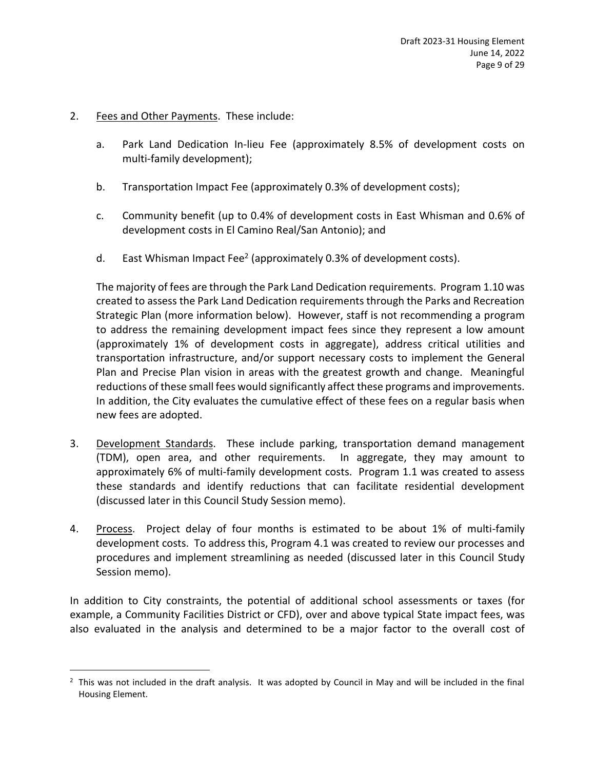2. Fees and Other Payments. These include:

   a. Park Land Dedication In-lieu Fee (approximately 8.5% of development costs on multi-family development);

   b. Transportation Impact Fee (approximately 0.3% of development costs);

   c. Community benefit (up to 0.4% of development costs in East Whisman and 0.6% of development costs in El Camino Real/San Antonio); and

   d. East Whisman Impact Fee[2] (approximately 0.3% of development costs).

   The majority of fees are through the Park Land Dedication requirements. Program 1.10 was created to assess the Park Land Dedication requirements through the Parks and Recreation Strategic Plan (more information below). However, staff is not recommending a program to address the remaining development impact fees since they represent a low amount (approximately 1% of development costs in aggregate), address critical utilities and transportation infrastructure, and/or support necessary costs to implement the General Plan and Precise Plan vision in areas with the greatest growth and change. Meaningful reductions of these small fees would significantly affect these programs and improvements. In addition, the City evaluates the cumulative effect of these fees on a regular basis when new fees are adopted.

3. Development Standards. These include parking, transportation demand management (TDM), open area, and other requirements. In aggregate, they may amount to approximately 6% of multi-family development costs. Program 1.1 was created to assess these standards and identify reductions that can facilitate residential development (discussed later in this Council Study Session memo).

4. Process. Project delay of four months is estimated to be about 1% of multi-family development costs. To address this, Program 4.1 was created to review our processes and procedures and implement streamlining as needed (discussed later in this Council Study Session memo).

In addition to City constraints, the potential of additional school assessments or taxes (for example, a Community Facilities District or CFD), over and above typical State impact fees, was also evaluated in the analysis and determined to be a major factor to the overall cost of

[2] This was not included in the draft analysis. It was adopted by Council in May and will be included in the final Housing Element.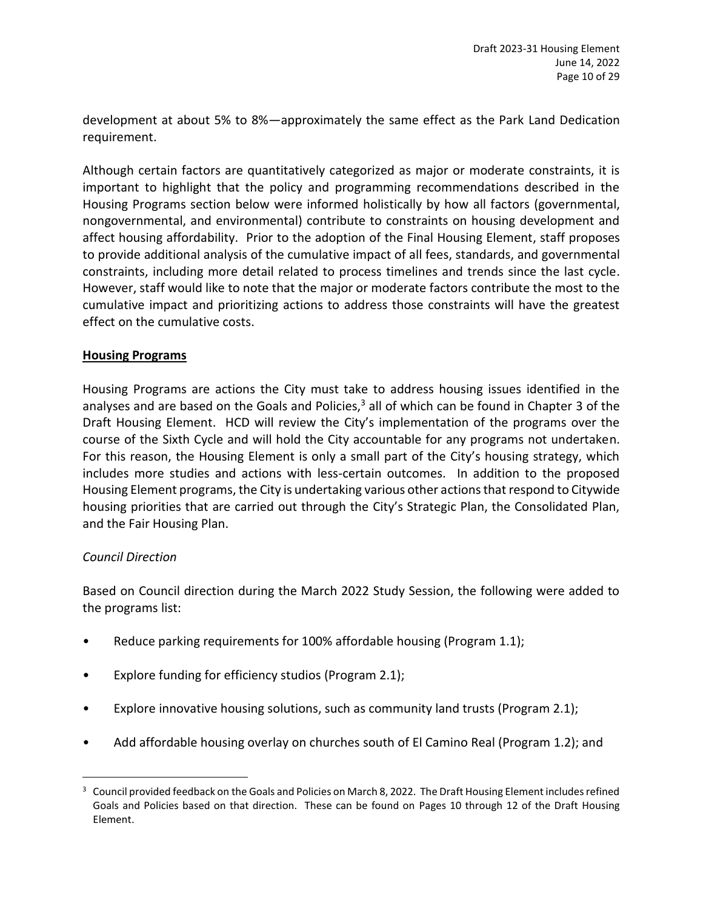development at about 5% to 8%—approximately the same effect as the Park Land Dedication requirement.

Although certain factors are quantitatively categorized as major or moderate constraints, it is important to highlight that the policy and programming recommendations described in the Housing Programs section below were informed holistically by how all factors (governmental, nongovernmental, and environmental) contribute to constraints on housing development and affect housing affordability. Prior to the adoption of the Final Housing Element, staff proposes to provide additional analysis of the cumulative impact of all fees, standards, and governmental constraints, including more detail related to process timelines and trends since the last cycle. However, staff would like to note that the major or moderate factors contribute the most to the cumulative impact and prioritizing actions to address those constraints will have the greatest effect on the cumulative costs.

## Housing Programs

Housing Programs are actions the City must take to address housing issues identified in the analyses and are based on the Goals and Policies,[3] all of which can be found in Chapter 3 of the Draft Housing Element. HCD will review the City's implementation of the programs over the course of the Sixth Cycle and will hold the City accountable for any programs not undertaken. For this reason, the Housing Element is only a small part of the City's housing strategy, which includes more studies and actions with less-certain outcomes. In addition to the proposed Housing Element programs, the City is undertaking various other actions that respond to Citywide housing priorities that are carried out through the City's Strategic Plan, the Consolidated Plan, and the Fair Housing Plan.

*Council Direction*

Based on Council direction during the March 2022 Study Session, the following were added to the programs list:

- Reduce parking requirements for 100% affordable housing (Program 1.1);
- Explore funding for efficiency studios (Program 2.1);
- Explore innovative housing solutions, such as community land trusts (Program 2.1);
- Add affordable housing overlay on churches south of El Camino Real (Program 1.2); and

[3] Council provided feedback on the Goals and Policies on March 8, 2022. The Draft Housing Element includes refined Goals and Policies based on that direction. These can be found on Pages 10 through 12 of the Draft Housing Element.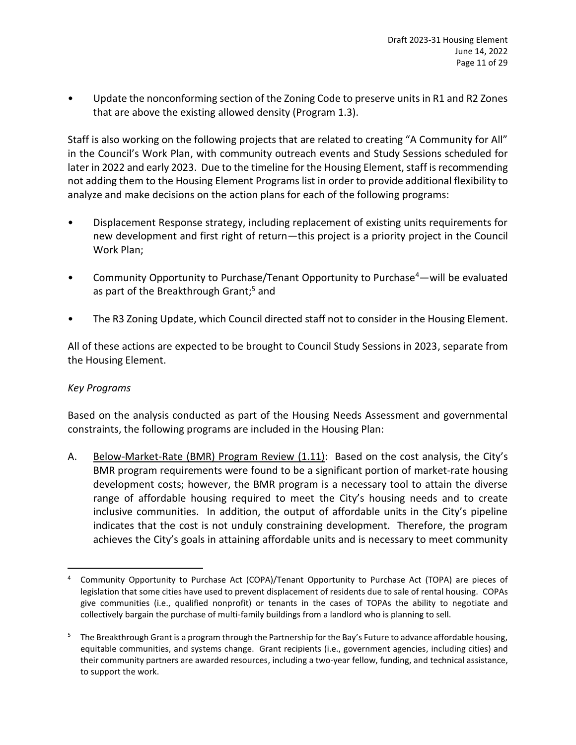- Update the nonconforming section of the Zoning Code to preserve units in R1 and R2 Zones that are above the existing allowed density (Program 1.3).

Staff is also working on the following projects that are related to creating "A Community for All" in the Council's Work Plan, with community outreach events and Study Sessions scheduled for later in 2022 and early 2023. Due to the timeline for the Housing Element, staff is recommending not adding them to the Housing Element Programs list in order to provide additional flexibility to analyze and make decisions on the action plans for each of the following programs:

- Displacement Response strategy, including replacement of existing units requirements for new development and first right of return—this project is a priority project in the Council Work Plan;
- Community Opportunity to Purchase/Tenant Opportunity to Purchase[4]—will be evaluated as part of the Breakthrough Grant;[5] and
- The R3 Zoning Update, which Council directed staff not to consider in the Housing Element.

All of these actions are expected to be brought to Council Study Sessions in 2023, separate from the Housing Element.

*Key Programs*

Based on the analysis conducted as part of the Housing Needs Assessment and governmental constraints, the following programs are included in the Housing Plan:

A. <u>Below-Market-Rate (BMR) Program Review (1.11)</u>: Based on the cost analysis, the City's BMR program requirements were found to be a significant portion of market-rate housing development costs; however, the BMR program is a necessary tool to attain the diverse range of affordable housing required to meet the City's housing needs and to create inclusive communities. In addition, the output of affordable units in the City's pipeline indicates that the cost is not unduly constraining development. Therefore, the program achieves the City's goals in attaining affordable units and is necessary to meet community

---

[4] Community Opportunity to Purchase Act (COPA)/Tenant Opportunity to Purchase Act (TOPA) are pieces of legislation that some cities have used to prevent displacement of residents due to sale of rental housing. COPAs give communities (i.e., qualified nonprofit) or tenants in the cases of TOPAs the ability to negotiate and collectively bargain the purchase of multi-family buildings from a landlord who is planning to sell.

[5] The Breakthrough Grant is a program through the Partnership for the Bay's Future to advance affordable housing, equitable communities, and systems change. Grant recipients (i.e., government agencies, including cities) and their community partners are awarded resources, including a two-year fellow, funding, and technical assistance, to support the work.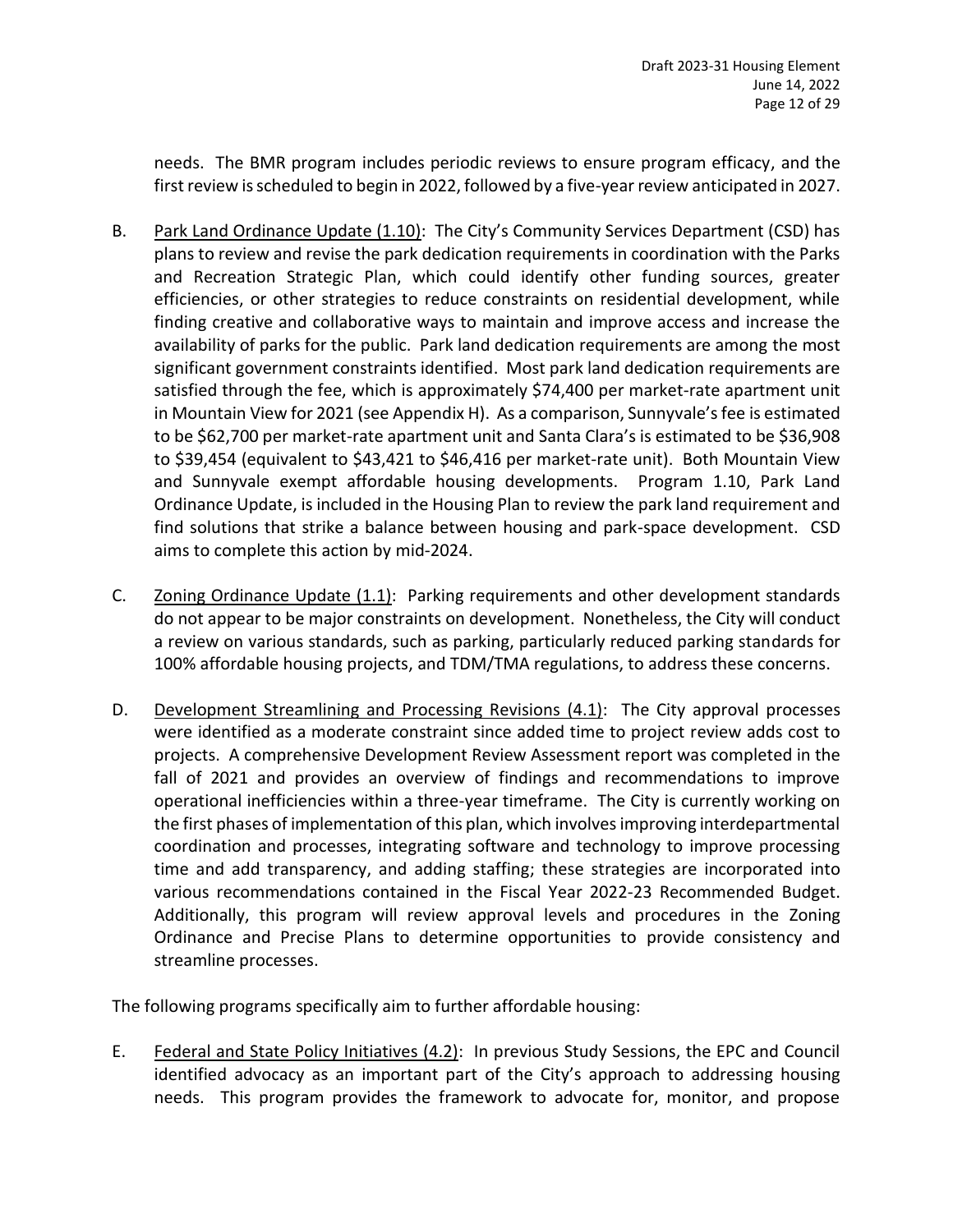needs. The BMR program includes periodic reviews to ensure program efficacy, and the first review is scheduled to begin in 2022, followed by a five-year review anticipated in 2027.

B. Park Land Ordinance Update (1.10): The City's Community Services Department (CSD) has plans to review and revise the park dedication requirements in coordination with the Parks and Recreation Strategic Plan, which could identify other funding sources, greater efficiencies, or other strategies to reduce constraints on residential development, while finding creative and collaborative ways to maintain and improve access and increase the availability of parks for the public. Park land dedication requirements are among the most significant government constraints identified. Most park land dedication requirements are satisfied through the fee, which is approximately $74,400 per market-rate apartment unit in Mountain View for 2021 (see Appendix H). As a comparison, Sunnyvale's fee is estimated to be $62,700 per market-rate apartment unit and Santa Clara's is estimated to be $36,908 to $39,454 (equivalent to $43,421 to $46,416 per market-rate unit). Both Mountain View and Sunnyvale exempt affordable housing developments. Program 1.10, Park Land Ordinance Update, is included in the Housing Plan to review the park land requirement and find solutions that strike a balance between housing and park-space development. CSD aims to complete this action by mid-2024.

C. Zoning Ordinance Update (1.1): Parking requirements and other development standards do not appear to be major constraints on development. Nonetheless, the City will conduct a review on various standards, such as parking, particularly reduced parking standards for 100% affordable housing projects, and TDM/TMA regulations, to address these concerns.

D. Development Streamlining and Processing Revisions (4.1): The City approval processes were identified as a moderate constraint since added time to project review adds cost to projects. A comprehensive Development Review Assessment report was completed in the fall of 2021 and provides an overview of findings and recommendations to improve operational inefficiencies within a three-year timeframe. The City is currently working on the first phases of implementation of this plan, which involves improving interdepartmental coordination and processes, integrating software and technology to improve processing time and add transparency, and adding staffing; these strategies are incorporated into various recommendations contained in the Fiscal Year 2022-23 Recommended Budget. Additionally, this program will review approval levels and procedures in the Zoning Ordinance and Precise Plans to determine opportunities to provide consistency and streamline processes.

The following programs specifically aim to further affordable housing:

E. Federal and State Policy Initiatives (4.2): In previous Study Sessions, the EPC and Council identified advocacy as an important part of the City's approach to addressing housing needs. This program provides the framework to advocate for, monitor, and propose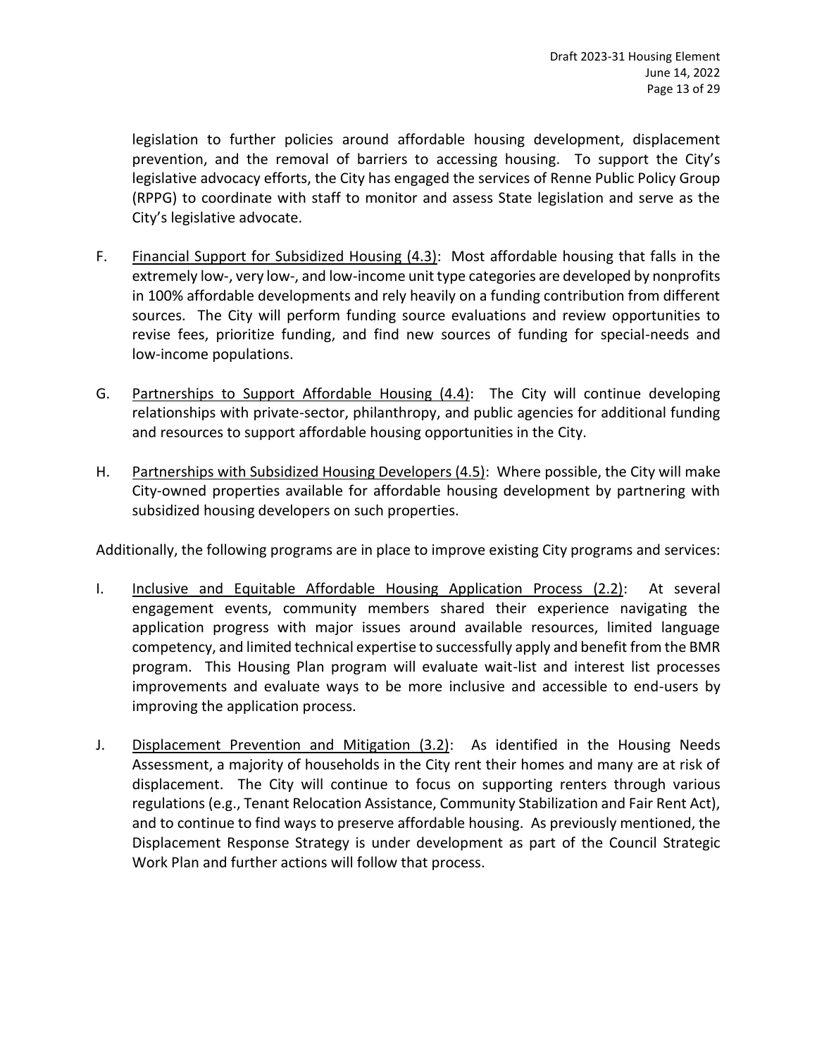legislation to further policies around affordable housing development, displacement prevention, and the removal of barriers to accessing housing. To support the City's legislative advocacy efforts, the City has engaged the services of Renne Public Policy Group (RPPG) to coordinate with staff to monitor and assess State legislation and serve as the City's legislative advocate.

F. Financial Support for Subsidized Housing (4.3): Most affordable housing that falls in the extremely low-, very low-, and low-income unit type categories are developed by nonprofits in 100% affordable developments and rely heavily on a funding contribution from different sources. The City will perform funding source evaluations and review opportunities to revise fees, prioritize funding, and find new sources of funding for special-needs and low-income populations.

G. Partnerships to Support Affordable Housing (4.4): The City will continue developing relationships with private-sector, philanthropy, and public agencies for additional funding and resources to support affordable housing opportunities in the City.

H. Partnerships with Subsidized Housing Developers (4.5): Where possible, the City will make City-owned properties available for affordable housing development by partnering with subsidized housing developers on such properties.

Additionally, the following programs are in place to improve existing City programs and services:

I. Inclusive and Equitable Affordable Housing Application Process (2.2): At several engagement events, community members shared their experience navigating the application progress with major issues around available resources, limited language competency, and limited technical expertise to successfully apply and benefit from the BMR program. This Housing Plan program will evaluate wait-list and interest list processes improvements and evaluate ways to be more inclusive and accessible to end-users by improving the application process.

J. Displacement Prevention and Mitigation (3.2): As identified in the Housing Needs Assessment, a majority of households in the City rent their homes and many are at risk of displacement. The City will continue to focus on supporting renters through various regulations (e.g., Tenant Relocation Assistance, Community Stabilization and Fair Rent Act), and to continue to find ways to preserve affordable housing. As previously mentioned, the Displacement Response Strategy is under development as part of the Council Strategic Work Plan and further actions will follow that process.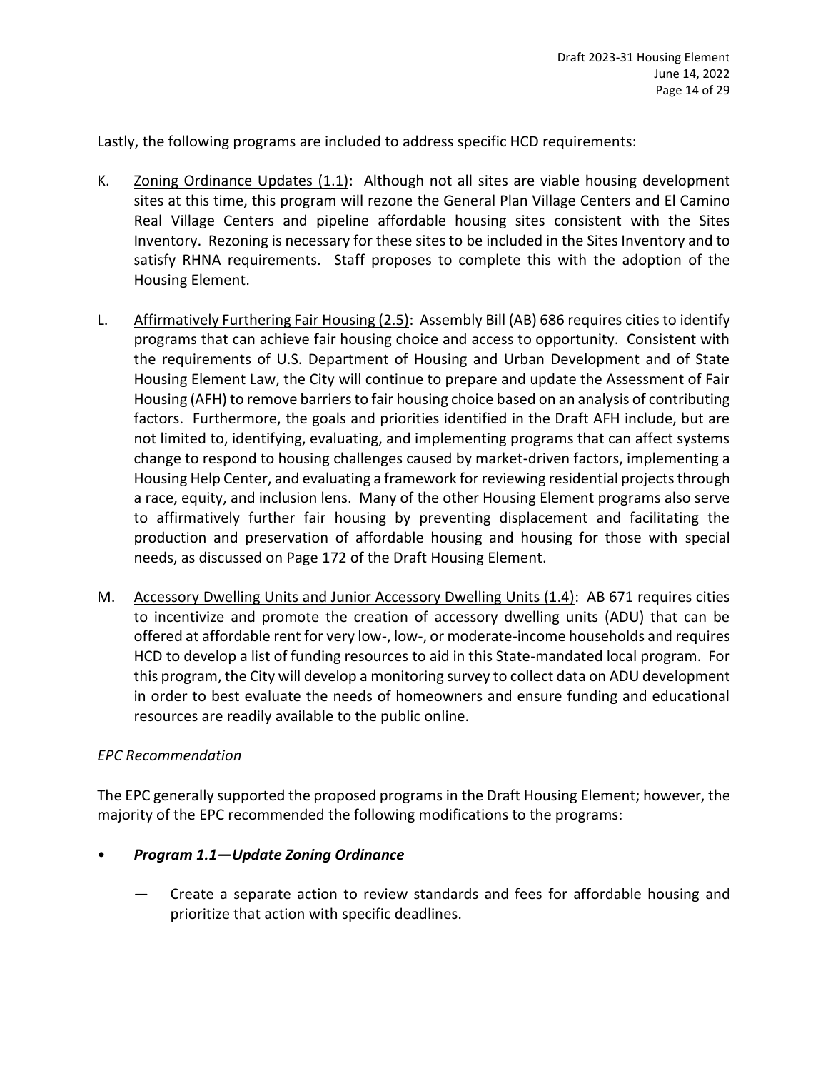Lastly, the following programs are included to address specific HCD requirements:

K. Zoning Ordinance Updates (1.1): Although not all sites are viable housing development sites at this time, this program will rezone the General Plan Village Centers and El Camino Real Village Centers and pipeline affordable housing sites consistent with the Sites Inventory. Rezoning is necessary for these sites to be included in the Sites Inventory and to satisfy RHNA requirements. Staff proposes to complete this with the adoption of the Housing Element.

L. Affirmatively Furthering Fair Housing (2.5): Assembly Bill (AB) 686 requires cities to identify programs that can achieve fair housing choice and access to opportunity. Consistent with the requirements of U.S. Department of Housing and Urban Development and of State Housing Element Law, the City will continue to prepare and update the Assessment of Fair Housing (AFH) to remove barriers to fair housing choice based on an analysis of contributing factors. Furthermore, the goals and priorities identified in the Draft AFH include, but are not limited to, identifying, evaluating, and implementing programs that can affect systems change to respond to housing challenges caused by market-driven factors, implementing a Housing Help Center, and evaluating a framework for reviewing residential projects through a race, equity, and inclusion lens. Many of the other Housing Element programs also serve to affirmatively further fair housing by preventing displacement and facilitating the production and preservation of affordable housing and housing for those with special needs, as discussed on Page 172 of the Draft Housing Element.

M. Accessory Dwelling Units and Junior Accessory Dwelling Units (1.4): AB 671 requires cities to incentivize and promote the creation of accessory dwelling units (ADU) that can be offered at affordable rent for very low-, low-, or moderate-income households and requires HCD to develop a list of funding resources to aid in this State-mandated local program. For this program, the City will develop a monitoring survey to collect data on ADU development in order to best evaluate the needs of homeowners and ensure funding and educational resources are readily available to the public online.

*EPC Recommendation*

The EPC generally supported the proposed programs in the Draft Housing Element; however, the majority of the EPC recommended the following modifications to the programs:

- ***Program 1.1—Update Zoning Ordinance***

  — Create a separate action to review standards and fees for affordable housing and prioritize that action with specific deadlines.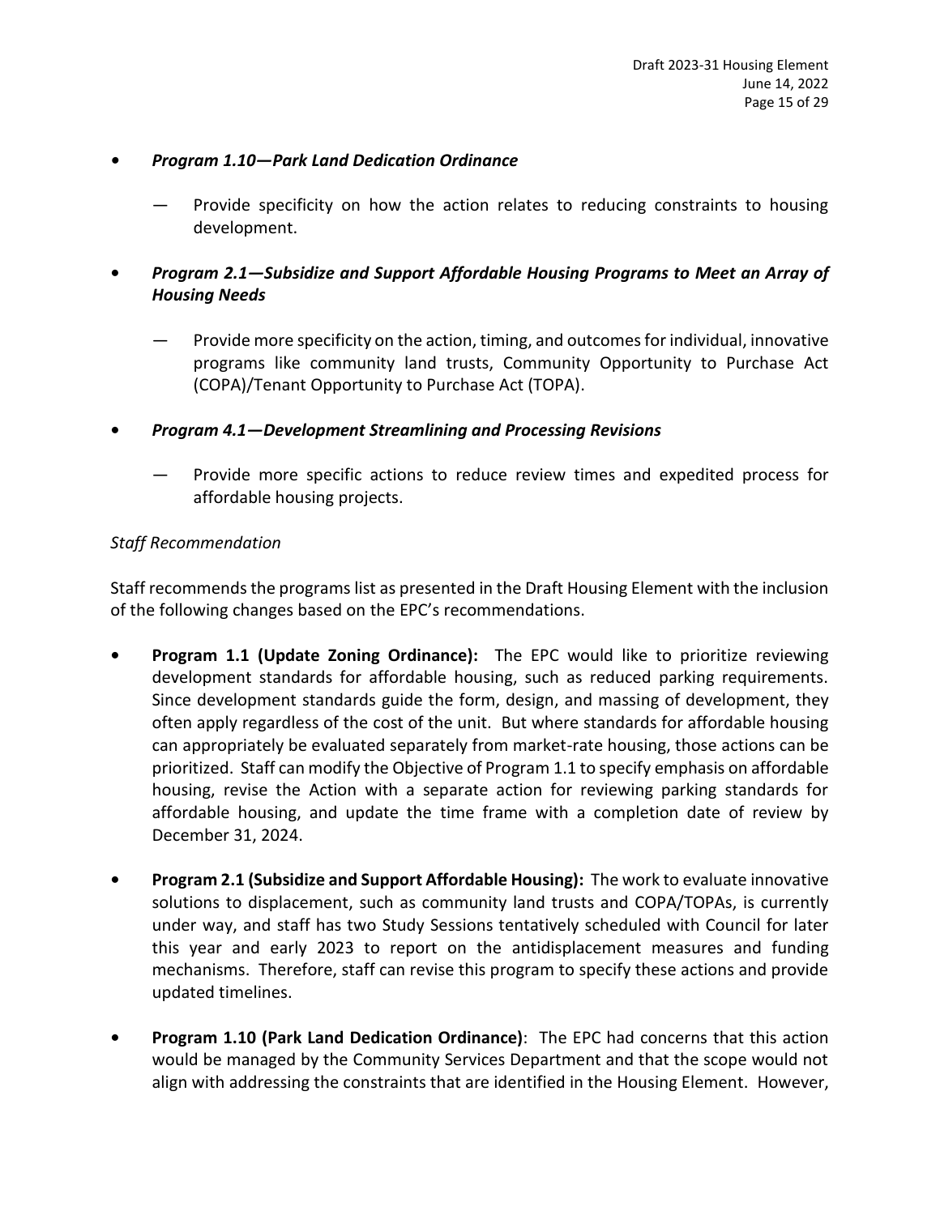- ***Program 1.10—Park Land Dedication Ordinance***

  — Provide specificity on how the action relates to reducing constraints to housing development.

- ***Program 2.1—Subsidize and Support Affordable Housing Programs to Meet an Array of Housing Needs***

  — Provide more specificity on the action, timing, and outcomes for individual, innovative programs like community land trusts, Community Opportunity to Purchase Act (COPA)/Tenant Opportunity to Purchase Act (TOPA).

- ***Program 4.1—Development Streamlining and Processing Revisions***

  — Provide more specific actions to reduce review times and expedited process for affordable housing projects.

*Staff Recommendation*

Staff recommends the programs list as presented in the Draft Housing Element with the inclusion of the following changes based on the EPC's recommendations.

- **Program 1.1 (Update Zoning Ordinance):** The EPC would like to prioritize reviewing development standards for affordable housing, such as reduced parking requirements. Since development standards guide the form, design, and massing of development, they often apply regardless of the cost of the unit. But where standards for affordable housing can appropriately be evaluated separately from market-rate housing, those actions can be prioritized. Staff can modify the Objective of Program 1.1 to specify emphasis on affordable housing, revise the Action with a separate action for reviewing parking standards for affordable housing, and update the time frame with a completion date of review by December 31, 2024.

- **Program 2.1 (Subsidize and Support Affordable Housing):** The work to evaluate innovative solutions to displacement, such as community land trusts and COPA/TOPAs, is currently under way, and staff has two Study Sessions tentatively scheduled with Council for later this year and early 2023 to report on the antidisplacement measures and funding mechanisms. Therefore, staff can revise this program to specify these actions and provide updated timelines.

- **Program 1.10 (Park Land Dedication Ordinance)**: The EPC had concerns that this action would be managed by the Community Services Department and that the scope would not align with addressing the constraints that are identified in the Housing Element. However,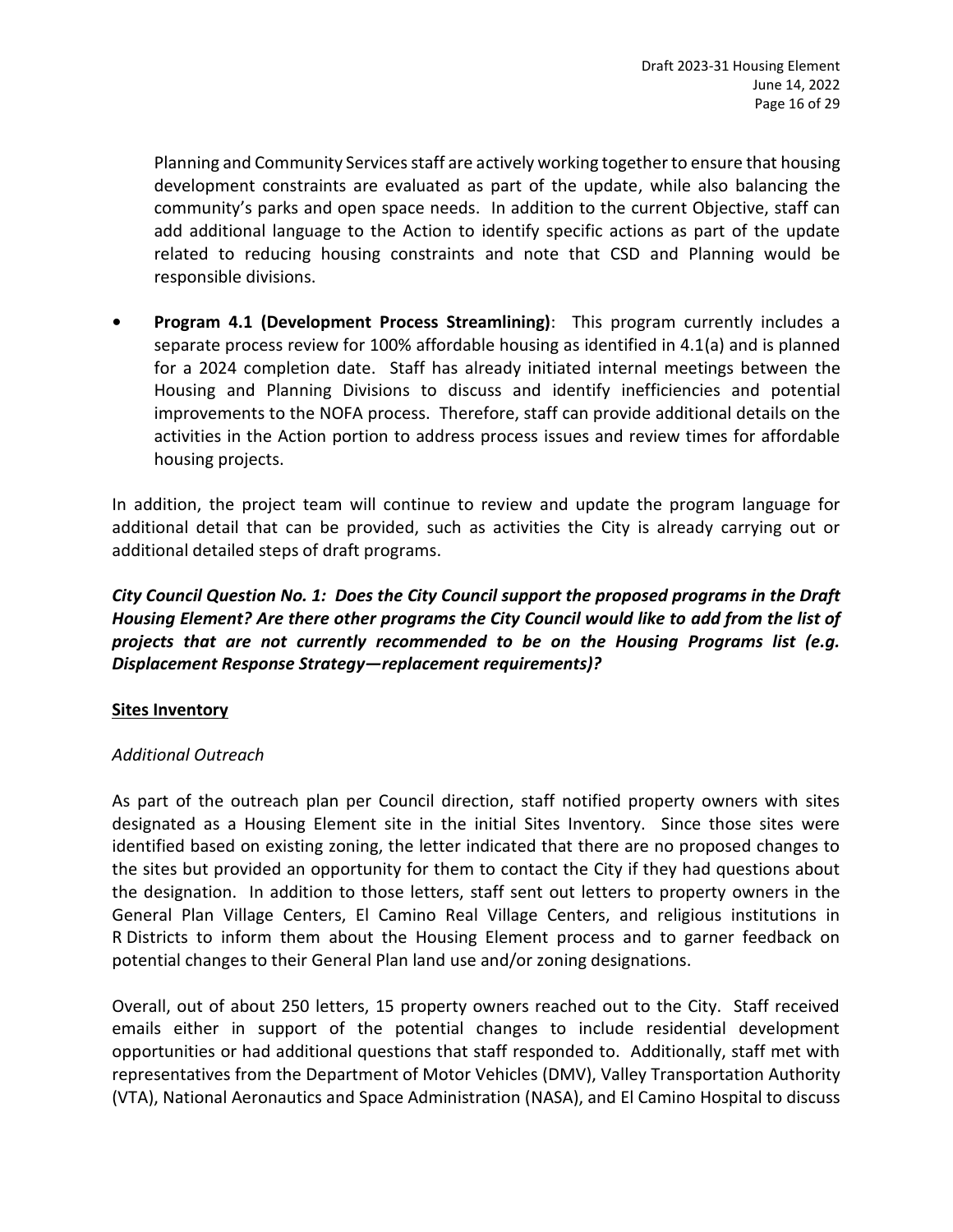Planning and Community Services staff are actively working together to ensure that housing development constraints are evaluated as part of the update, while also balancing the community's parks and open space needs. In addition to the current Objective, staff can add additional language to the Action to identify specific actions as part of the update related to reducing housing constraints and note that CSD and Planning would be responsible divisions.

- **Program 4.1 (Development Process Streamlining)**: This program currently includes a separate process review for 100% affordable housing as identified in 4.1(a) and is planned for a 2024 completion date. Staff has already initiated internal meetings between the Housing and Planning Divisions to discuss and identify inefficiencies and potential improvements to the NOFA process. Therefore, staff can provide additional details on the activities in the Action portion to address process issues and review times for affordable housing projects.

In addition, the project team will continue to review and update the program language for additional detail that can be provided, such as activities the City is already carrying out or additional detailed steps of draft programs.

***City Council Question No. 1: Does the City Council support the proposed programs in the Draft Housing Element? Are there other programs the City Council would like to add from the list of projects that are not currently recommended to be on the Housing Programs list (e.g. Displacement Response Strategy—replacement requirements)?***

**Sites Inventory**

*Additional Outreach*

As part of the outreach plan per Council direction, staff notified property owners with sites designated as a Housing Element site in the initial Sites Inventory. Since those sites were identified based on existing zoning, the letter indicated that there are no proposed changes to the sites but provided an opportunity for them to contact the City if they had questions about the designation. In addition to those letters, staff sent out letters to property owners in the General Plan Village Centers, El Camino Real Village Centers, and religious institutions in R Districts to inform them about the Housing Element process and to garner feedback on potential changes to their General Plan land use and/or zoning designations.

Overall, out of about 250 letters, 15 property owners reached out to the City. Staff received emails either in support of the potential changes to include residential development opportunities or had additional questions that staff responded to. Additionally, staff met with representatives from the Department of Motor Vehicles (DMV), Valley Transportation Authority (VTA), National Aeronautics and Space Administration (NASA), and El Camino Hospital to discuss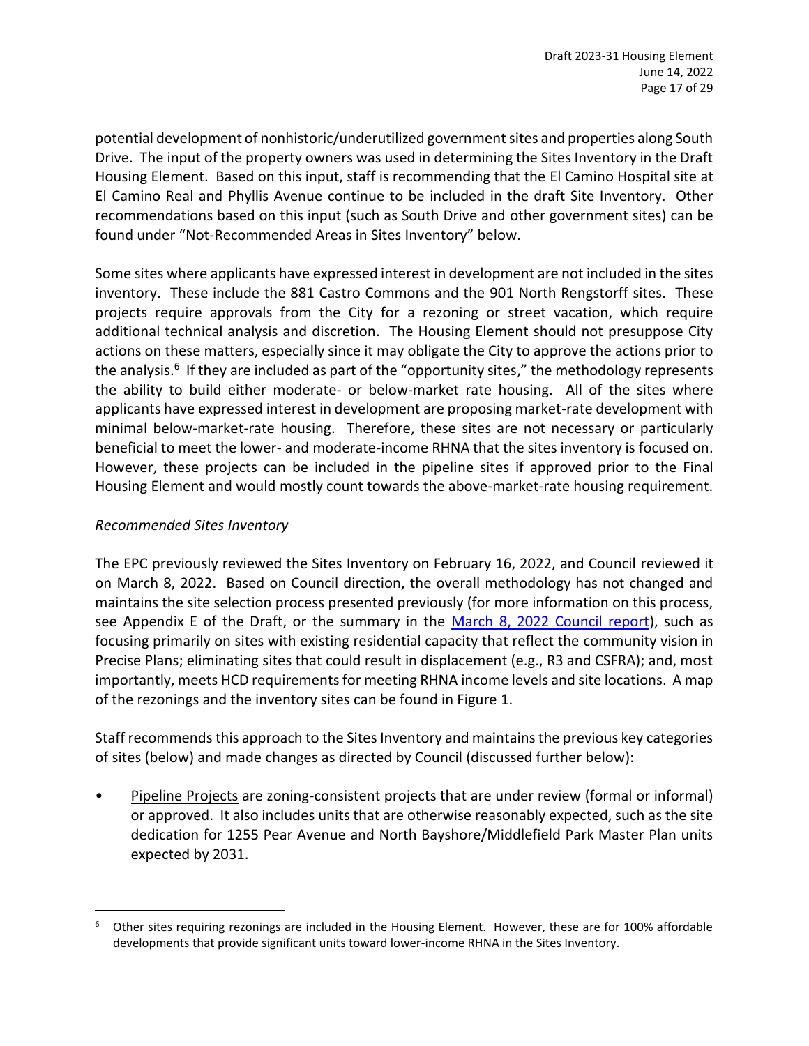potential development of nonhistoric/underutilized government sites and properties along South Drive. The input of the property owners was used in determining the Sites Inventory in the Draft Housing Element. Based on this input, staff is recommending that the El Camino Hospital site at El Camino Real and Phyllis Avenue continue to be included in the draft Site Inventory. Other recommendations based on this input (such as South Drive and other government sites) can be found under "Not-Recommended Areas in Sites Inventory" below.

Some sites where applicants have expressed interest in development are not included in the sites inventory. These include the 881 Castro Commons and the 901 North Rengstorff sites. These projects require approvals from the City for a rezoning or street vacation, which require additional technical analysis and discretion. The Housing Element should not presuppose City actions on these matters, especially since it may obligate the City to approve the actions prior to the analysis.[6] If they are included as part of the "opportunity sites," the methodology represents the ability to build either moderate- or below-market rate housing. All of the sites where applicants have expressed interest in development are proposing market-rate development with minimal below-market-rate housing. Therefore, these sites are not necessary or particularly beneficial to meet the lower- and moderate-income RHNA that the sites inventory is focused on. However, these projects can be included in the pipeline sites if approved prior to the Final Housing Element and would mostly count towards the above-market-rate housing requirement.

*Recommended Sites Inventory*

The EPC previously reviewed the Sites Inventory on February 16, 2022, and Council reviewed it on March 8, 2022. Based on Council direction, the overall methodology has not changed and maintains the site selection process presented previously (for more information on this process, see Appendix E of the Draft, or the summary in the March 8, 2022 Council report), such as focusing primarily on sites with existing residential capacity that reflect the community vision in Precise Plans; eliminating sites that could result in displacement (e.g., R3 and CSFRA); and, most importantly, meets HCD requirements for meeting RHNA income levels and site locations. A map of the rezonings and the inventory sites can be found in Figure 1.

Staff recommends this approach to the Sites Inventory and maintains the previous key categories of sites (below) and made changes as directed by Council (discussed further below):

- Pipeline Projects are zoning-consistent projects that are under review (formal or informal) or approved. It also includes units that are otherwise reasonably expected, such as the site dedication for 1255 Pear Avenue and North Bayshore/Middlefield Park Master Plan units expected by 2031.

---

[6] Other sites requiring rezonings are included in the Housing Element. However, these are for 100% affordable developments that provide significant units toward lower-income RHNA in the Sites Inventory.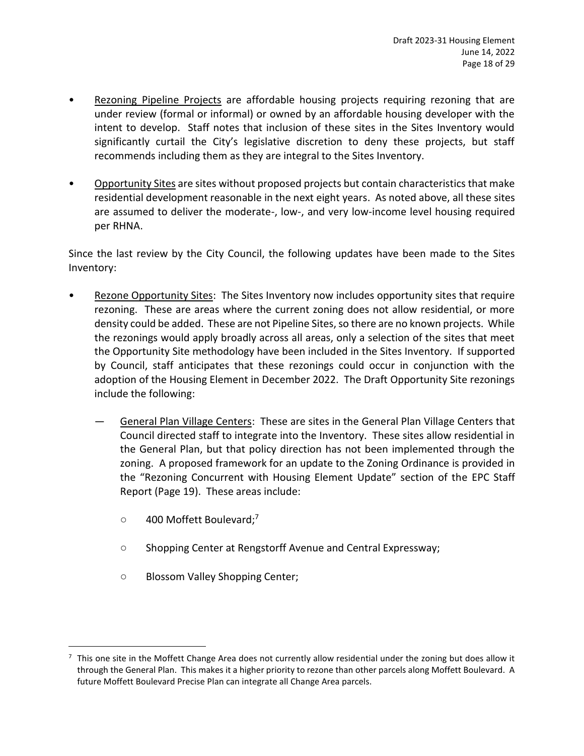- Rezoning Pipeline Projects are affordable housing projects requiring rezoning that are under review (formal or informal) or owned by an affordable housing developer with the intent to develop. Staff notes that inclusion of these sites in the Sites Inventory would significantly curtail the City's legislative discretion to deny these projects, but staff recommends including them as they are integral to the Sites Inventory.

- Opportunity Sites are sites without proposed projects but contain characteristics that make residential development reasonable in the next eight years. As noted above, all these sites are assumed to deliver the moderate-, low-, and very low-income level housing required per RHNA.

Since the last review by the City Council, the following updates have been made to the Sites Inventory:

- Rezone Opportunity Sites: The Sites Inventory now includes opportunity sites that require rezoning. These are areas where the current zoning does not allow residential, or more density could be added. These are not Pipeline Sites, so there are no known projects. While the rezonings would apply broadly across all areas, only a selection of the sites that meet the Opportunity Site methodology have been included in the Sites Inventory. If supported by Council, staff anticipates that these rezonings could occur in conjunction with the adoption of the Housing Element in December 2022. The Draft Opportunity Site rezonings include the following:

  — General Plan Village Centers: These are sites in the General Plan Village Centers that Council directed staff to integrate into the Inventory. These sites allow residential in the General Plan, but that policy direction has not been implemented through the zoning. A proposed framework for an update to the Zoning Ordinance is provided in the "Rezoning Concurrent with Housing Element Update" section of the EPC Staff Report (Page 19). These areas include:

    ○ 400 Moffett Boulevard;[7]

    ○ Shopping Center at Rengstorff Avenue and Central Expressway;

    ○ Blossom Valley Shopping Center;

---

[7] This one site in the Moffett Change Area does not currently allow residential under the zoning but does allow it through the General Plan. This makes it a higher priority to rezone than other parcels along Moffett Boulevard. A future Moffett Boulevard Precise Plan can integrate all Change Area parcels.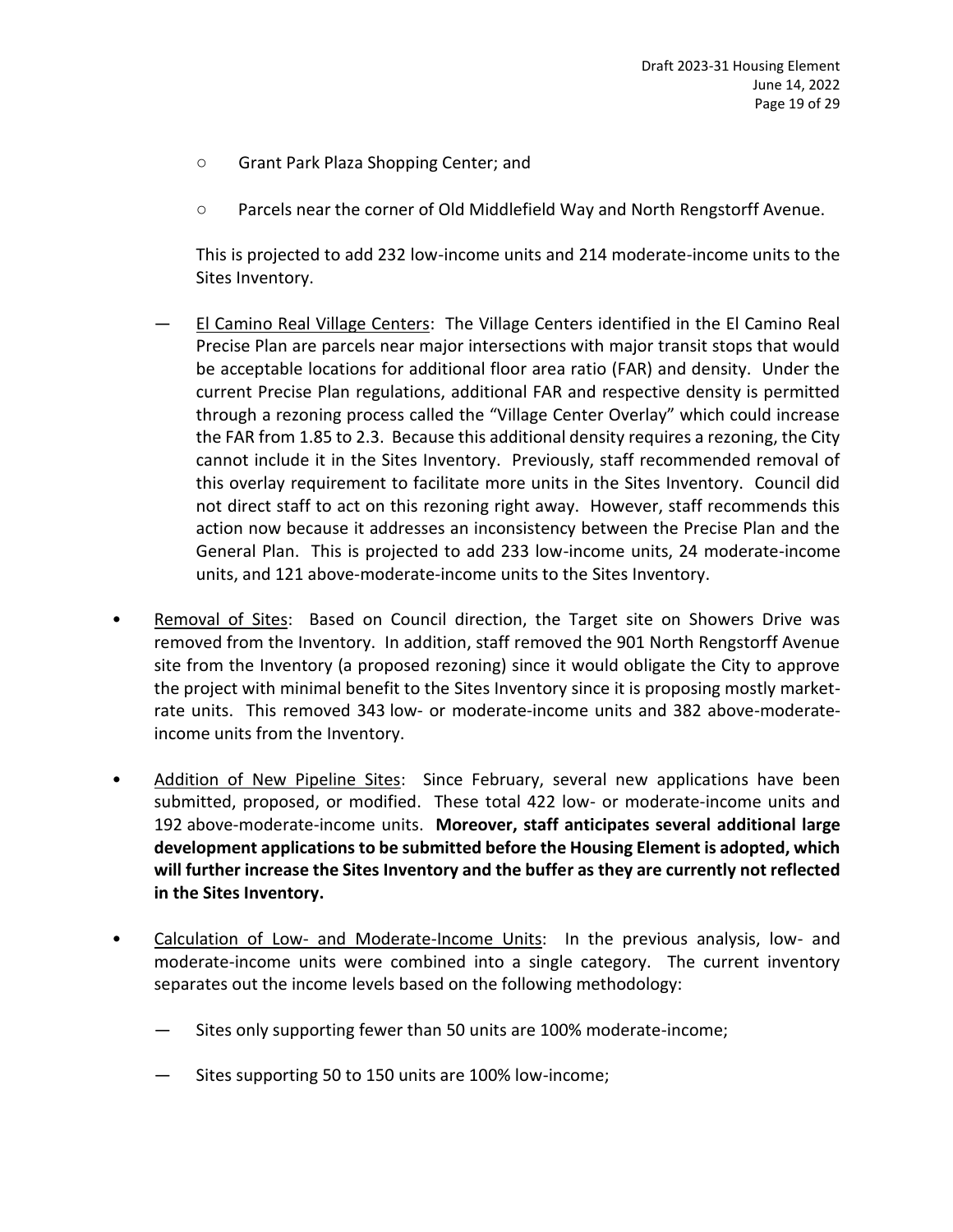- Grant Park Plaza Shopping Center; and

    - Parcels near the corner of Old Middlefield Way and North Rengstorff Avenue.

  This is projected to add 232 low-income units and 214 moderate-income units to the Sites Inventory.

  — El Camino Real Village Centers: The Village Centers identified in the El Camino Real Precise Plan are parcels near major intersections with major transit stops that would be acceptable locations for additional floor area ratio (FAR) and density. Under the current Precise Plan regulations, additional FAR and respective density is permitted through a rezoning process called the "Village Center Overlay" which could increase the FAR from 1.85 to 2.3. Because this additional density requires a rezoning, the City cannot include it in the Sites Inventory. Previously, staff recommended removal of this overlay requirement to facilitate more units in the Sites Inventory. Council did not direct staff to act on this rezoning right away. However, staff recommends this action now because it addresses an inconsistency between the Precise Plan and the General Plan. This is projected to add 233 low-income units, 24 moderate-income units, and 121 above-moderate-income units to the Sites Inventory.

- Removal of Sites: Based on Council direction, the Target site on Showers Drive was removed from the Inventory. In addition, staff removed the 901 North Rengstorff Avenue site from the Inventory (a proposed rezoning) since it would obligate the City to approve the project with minimal benefit to the Sites Inventory since it is proposing mostly market-rate units. This removed 343 low- or moderate-income units and 382 above-moderate-income units from the Inventory.

- Addition of New Pipeline Sites: Since February, several new applications have been submitted, proposed, or modified. These total 422 low- or moderate-income units and 192 above-moderate-income units. **Moreover, staff anticipates several additional large development applications to be submitted before the Housing Element is adopted, which will further increase the Sites Inventory and the buffer as they are currently not reflected in the Sites Inventory.**

- Calculation of Low- and Moderate-Income Units: In the previous analysis, low- and moderate-income units were combined into a single category. The current inventory separates out the income levels based on the following methodology:

  — Sites only supporting fewer than 50 units are 100% moderate-income;

  — Sites supporting 50 to 150 units are 100% low-income;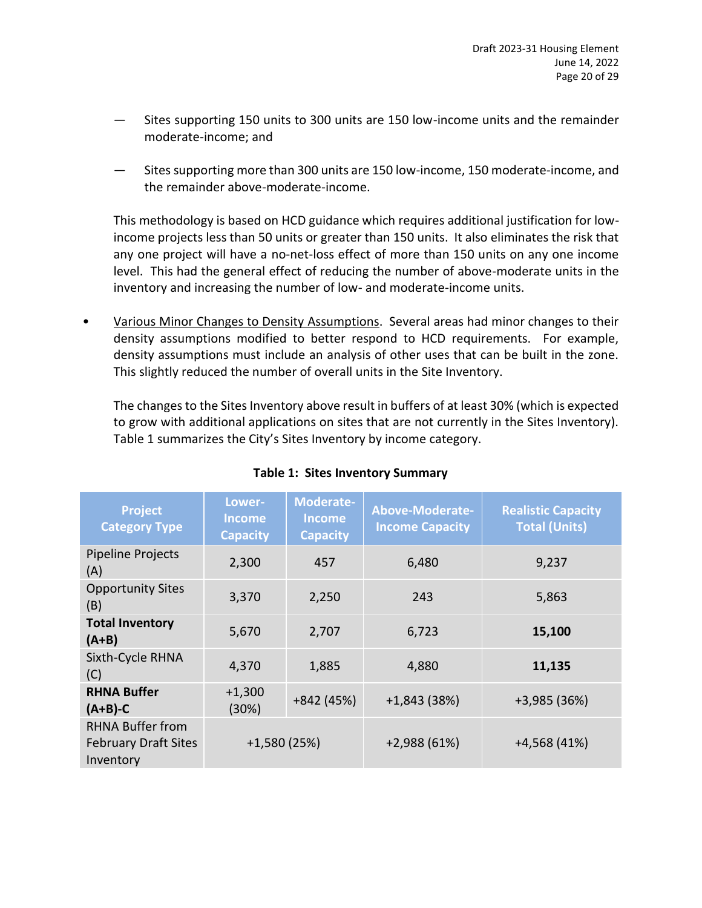- Sites supporting 150 units to 300 units are 150 low-income units and the remainder moderate-income; and

- Sites supporting more than 300 units are 150 low-income, 150 moderate-income, and the remainder above-moderate-income.

This methodology is based on HCD guidance which requires additional justification for low-income projects less than 50 units or greater than 150 units. It also eliminates the risk that any one project will have a no-net-loss effect of more than 150 units on any one income level. This had the general effect of reducing the number of above-moderate units in the inventory and increasing the number of low- and moderate-income units.

- Various Minor Changes to Density Assumptions. Several areas had minor changes to their density assumptions modified to better respond to HCD requirements. For example, density assumptions must include an analysis of other uses that can be built in the zone. This slightly reduced the number of overall units in the Site Inventory.

  The changes to the Sites Inventory above result in buffers of at least 30% (which is expected to grow with additional applications on sites that are not currently in the Sites Inventory). Table 1 summarizes the City's Sites Inventory by income category.

**Table 1: Sites Inventory Summary**

| Project Category Type | Lower-Income Capacity | Moderate-Income Capacity | Above-Moderate-Income Capacity | Realistic Capacity Total (Units) |
|---|---|---|---|---|
| Pipeline Projects (A) | 2,300 | 457 | 6,480 | 9,237 |
| Opportunity Sites (B) | 3,370 | 2,250 | 243 | 5,863 |
| **Total Inventory (A+B)** | 5,670 | 2,707 | 6,723 | **15,100** |
| Sixth-Cycle RHNA (C) | 4,370 | 1,885 | 4,880 | **11,135** |
| **RHNA Buffer (A+B)-C** | +1,300 (30%) | +842 (45%) | +1,843 (38%) | +3,985 (36%) |
| RHNA Buffer from February Draft Sites Inventory | +1,580 (25%) | | +2,988 (61%) | +4,568 (41%) |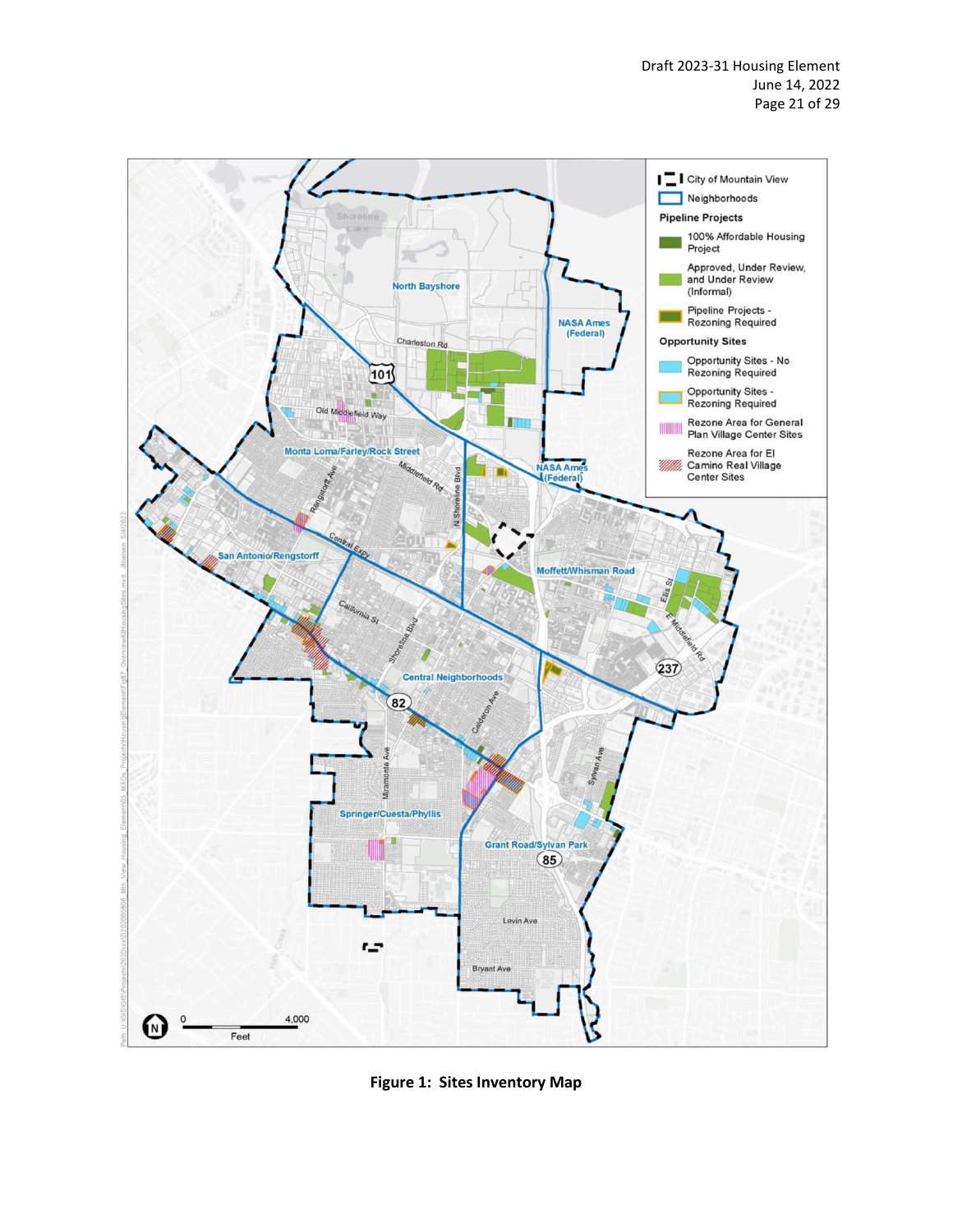**Figure 1: Sites Inventory Map**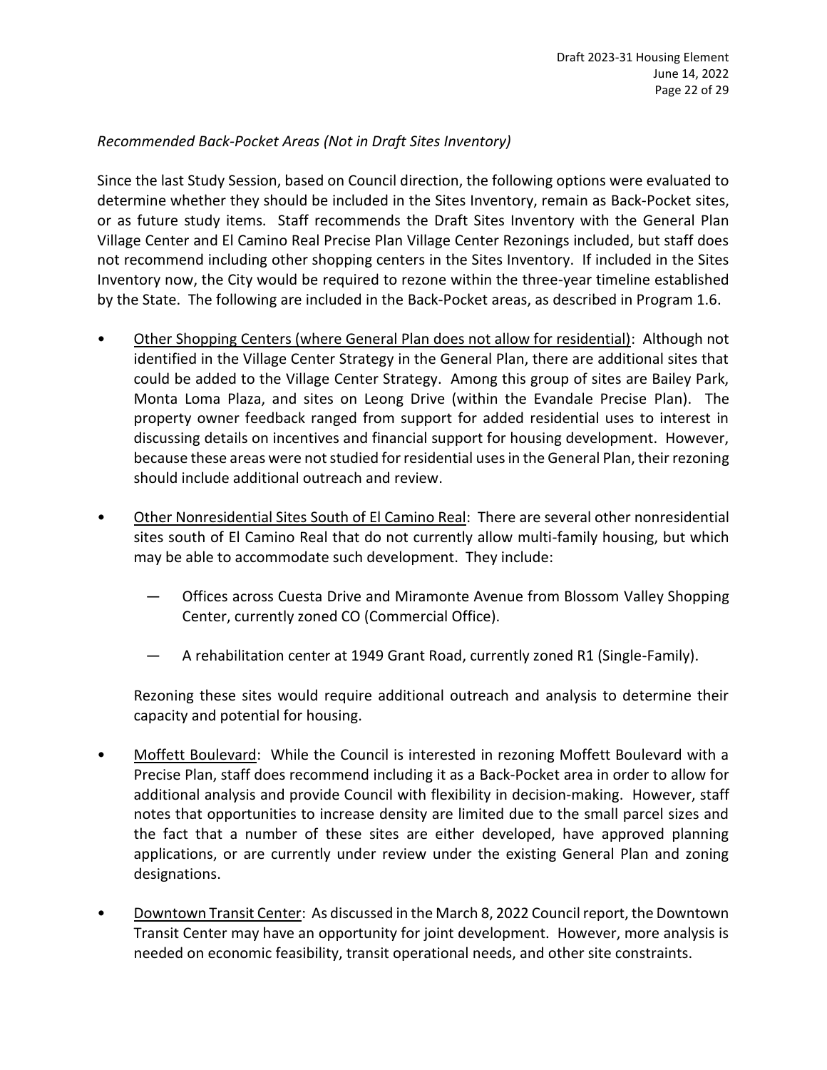*Recommended Back-Pocket Areas (Not in Draft Sites Inventory)*

Since the last Study Session, based on Council direction, the following options were evaluated to determine whether they should be included in the Sites Inventory, remain as Back-Pocket sites, or as future study items. Staff recommends the Draft Sites Inventory with the General Plan Village Center and El Camino Real Precise Plan Village Center Rezonings included, but staff does not recommend including other shopping centers in the Sites Inventory. If included in the Sites Inventory now, the City would be required to rezone within the three-year timeline established by the State. The following are included in the Back-Pocket areas, as described in Program 1.6.

- <u>Other Shopping Centers (where General Plan does not allow for residential)</u>: Although not identified in the Village Center Strategy in the General Plan, there are additional sites that could be added to the Village Center Strategy. Among this group of sites are Bailey Park, Monta Loma Plaza, and sites on Leong Drive (within the Evandale Precise Plan). The property owner feedback ranged from support for added residential uses to interest in discussing details on incentives and financial support for housing development. However, because these areas were not studied for residential uses in the General Plan, their rezoning should include additional outreach and review.

- <u>Other Nonresidential Sites South of El Camino Real</u>: There are several other nonresidential sites south of El Camino Real that do not currently allow multi-family housing, but which may be able to accommodate such development. They include:

  — Offices across Cuesta Drive and Miramonte Avenue from Blossom Valley Shopping Center, currently zoned CO (Commercial Office).

  — A rehabilitation center at 1949 Grant Road, currently zoned R1 (Single-Family).

  Rezoning these sites would require additional outreach and analysis to determine their capacity and potential for housing.

- <u>Moffett Boulevard</u>: While the Council is interested in rezoning Moffett Boulevard with a Precise Plan, staff does recommend including it as a Back-Pocket area in order to allow for additional analysis and provide Council with flexibility in decision-making. However, staff notes that opportunities to increase density are limited due to the small parcel sizes and the fact that a number of these sites are either developed, have approved planning applications, or are currently under review under the existing General Plan and zoning designations.

- <u>Downtown Transit Center</u>: As discussed in the March 8, 2022 Council report, the Downtown Transit Center may have an opportunity for joint development. However, more analysis is needed on economic feasibility, transit operational needs, and other site constraints.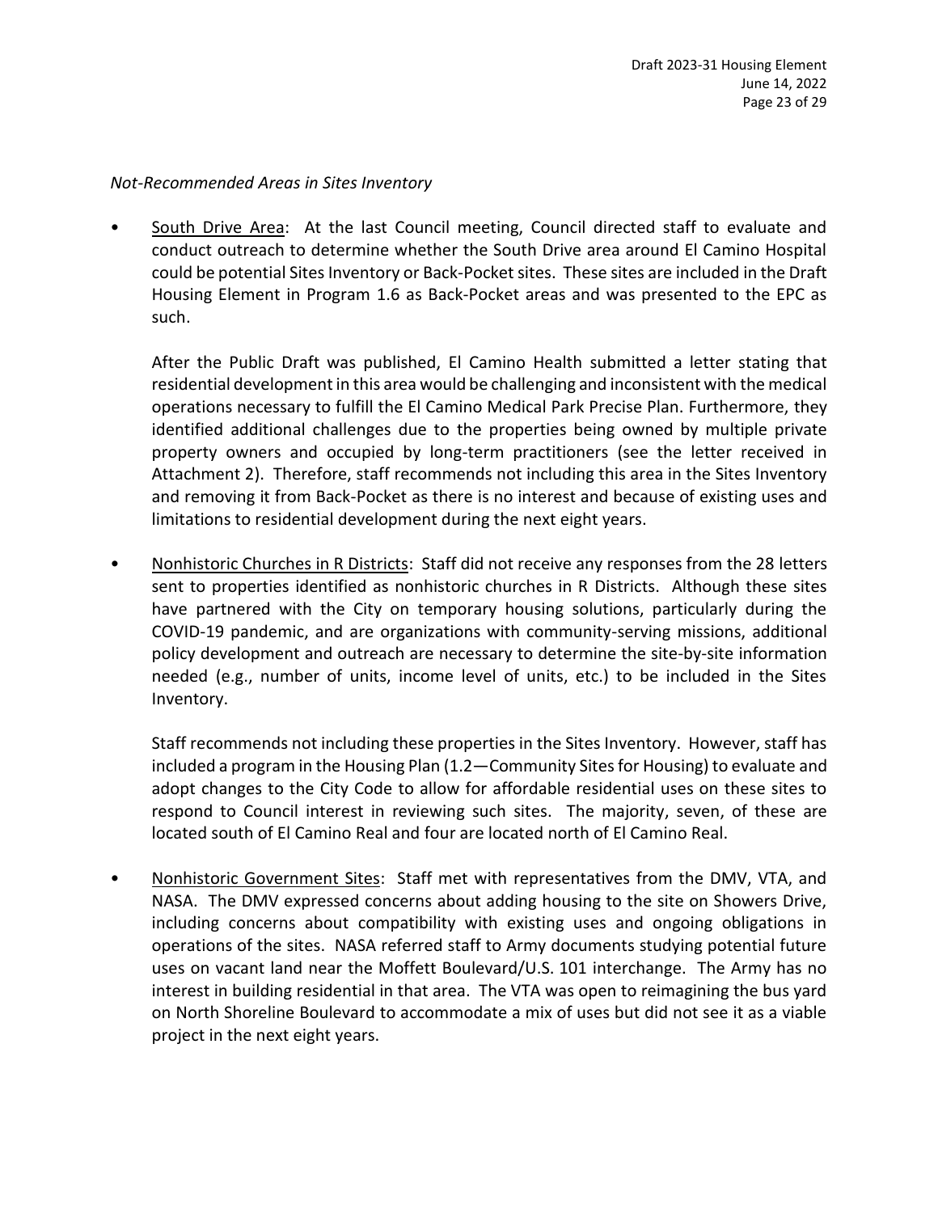*Not-Recommended Areas in Sites Inventory*

- South Drive Area: At the last Council meeting, Council directed staff to evaluate and conduct outreach to determine whether the South Drive area around El Camino Hospital could be potential Sites Inventory or Back-Pocket sites. These sites are included in the Draft Housing Element in Program 1.6 as Back-Pocket areas and was presented to the EPC as such.

  After the Public Draft was published, El Camino Health submitted a letter stating that residential development in this area would be challenging and inconsistent with the medical operations necessary to fulfill the El Camino Medical Park Precise Plan. Furthermore, they identified additional challenges due to the properties being owned by multiple private property owners and occupied by long-term practitioners (see the letter received in Attachment 2). Therefore, staff recommends not including this area in the Sites Inventory and removing it from Back-Pocket as there is no interest and because of existing uses and limitations to residential development during the next eight years.

- Nonhistoric Churches in R Districts: Staff did not receive any responses from the 28 letters sent to properties identified as nonhistoric churches in R Districts. Although these sites have partnered with the City on temporary housing solutions, particularly during the COVID-19 pandemic, and are organizations with community-serving missions, additional policy development and outreach are necessary to determine the site-by-site information needed (e.g., number of units, income level of units, etc.) to be included in the Sites Inventory.

  Staff recommends not including these properties in the Sites Inventory. However, staff has included a program in the Housing Plan (1.2—Community Sites for Housing) to evaluate and adopt changes to the City Code to allow for affordable residential uses on these sites to respond to Council interest in reviewing such sites. The majority, seven, of these are located south of El Camino Real and four are located north of El Camino Real.

- Nonhistoric Government Sites: Staff met with representatives from the DMV, VTA, and NASA. The DMV expressed concerns about adding housing to the site on Showers Drive, including concerns about compatibility with existing uses and ongoing obligations in operations of the sites. NASA referred staff to Army documents studying potential future uses on vacant land near the Moffett Boulevard/U.S. 101 interchange. The Army has no interest in building residential in that area. The VTA was open to reimagining the bus yard on North Shoreline Boulevard to accommodate a mix of uses but did not see it as a viable project in the next eight years.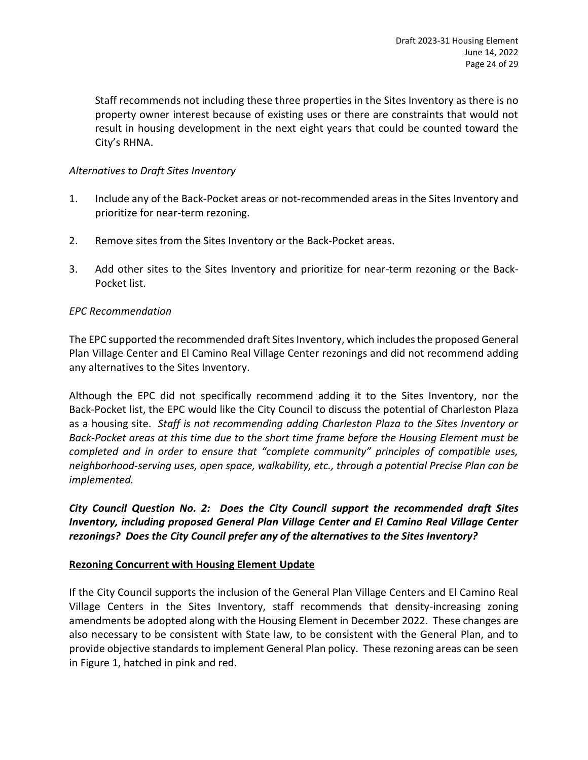Staff recommends not including these three properties in the Sites Inventory as there is no property owner interest because of existing uses or there are constraints that would not result in housing development in the next eight years that could be counted toward the City's RHNA.

*Alternatives to Draft Sites Inventory*

1. Include any of the Back-Pocket areas or not-recommended areas in the Sites Inventory and prioritize for near-term rezoning.

2. Remove sites from the Sites Inventory or the Back-Pocket areas.

3. Add other sites to the Sites Inventory and prioritize for near-term rezoning or the Back-Pocket list.

*EPC Recommendation*

The EPC supported the recommended draft Sites Inventory, which includes the proposed General Plan Village Center and El Camino Real Village Center rezonings and did not recommend adding any alternatives to the Sites Inventory.

Although the EPC did not specifically recommend adding it to the Sites Inventory, nor the Back-Pocket list, the EPC would like the City Council to discuss the potential of Charleston Plaza as a housing site. *Staff is not recommending adding Charleston Plaza to the Sites Inventory or Back-Pocket areas at this time due to the short time frame before the Housing Element must be completed and in order to ensure that "complete community" principles of compatible uses, neighborhood-serving uses, open space, walkability, etc., through a potential Precise Plan can be implemented.*

***City Council Question No. 2: Does the City Council support the recommended draft Sites Inventory, including proposed General Plan Village Center and El Camino Real Village Center rezonings? Does the City Council prefer any of the alternatives to the Sites Inventory?***

**Rezoning Concurrent with Housing Element Update**

If the City Council supports the inclusion of the General Plan Village Centers and El Camino Real Village Centers in the Sites Inventory, staff recommends that density-increasing zoning amendments be adopted along with the Housing Element in December 2022. These changes are also necessary to be consistent with State law, to be consistent with the General Plan, and to provide objective standards to implement General Plan policy. These rezoning areas can be seen in Figure 1, hatched in pink and red.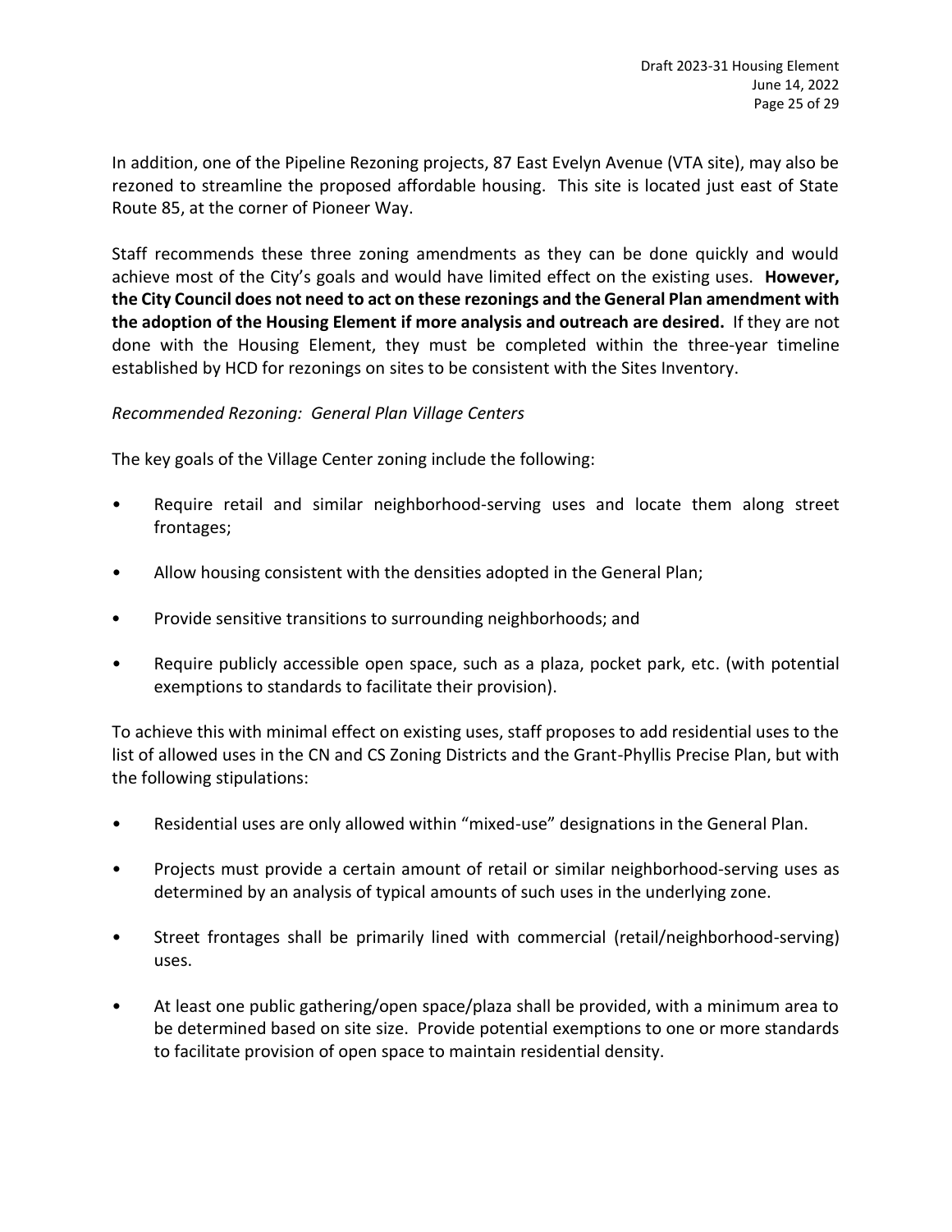In addition, one of the Pipeline Rezoning projects, 87 East Evelyn Avenue (VTA site), may also be rezoned to streamline the proposed affordable housing. This site is located just east of State Route 85, at the corner of Pioneer Way.

Staff recommends these three zoning amendments as they can be done quickly and would achieve most of the City's goals and would have limited effect on the existing uses. **However, the City Council does not need to act on these rezonings and the General Plan amendment with the adoption of the Housing Element if more analysis and outreach are desired.** If they are not done with the Housing Element, they must be completed within the three-year timeline established by HCD for rezonings on sites to be consistent with the Sites Inventory.

*Recommended Rezoning: General Plan Village Centers*

The key goals of the Village Center zoning include the following:

- Require retail and similar neighborhood-serving uses and locate them along street frontages;
- Allow housing consistent with the densities adopted in the General Plan;
- Provide sensitive transitions to surrounding neighborhoods; and
- Require publicly accessible open space, such as a plaza, pocket park, etc. (with potential exemptions to standards to facilitate their provision).

To achieve this with minimal effect on existing uses, staff proposes to add residential uses to the list of allowed uses in the CN and CS Zoning Districts and the Grant-Phyllis Precise Plan, but with the following stipulations:

- Residential uses are only allowed within "mixed-use" designations in the General Plan.
- Projects must provide a certain amount of retail or similar neighborhood-serving uses as determined by an analysis of typical amounts of such uses in the underlying zone.
- Street frontages shall be primarily lined with commercial (retail/neighborhood-serving) uses.
- At least one public gathering/open space/plaza shall be provided, with a minimum area to be determined based on site size. Provide potential exemptions to one or more standards to facilitate provision of open space to maintain residential density.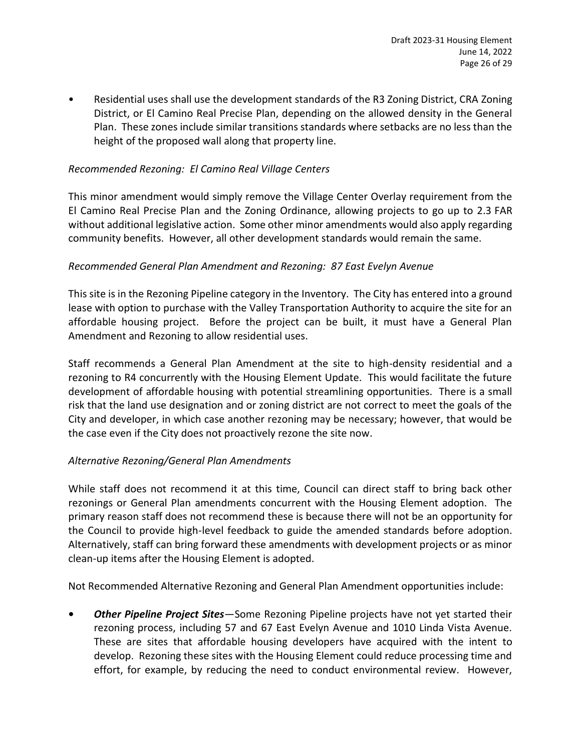- Residential uses shall use the development standards of the R3 Zoning District, CRA Zoning District, or El Camino Real Precise Plan, depending on the allowed density in the General Plan. These zones include similar transitions standards where setbacks are no less than the height of the proposed wall along that property line.

*Recommended Rezoning: El Camino Real Village Centers*

This minor amendment would simply remove the Village Center Overlay requirement from the El Camino Real Precise Plan and the Zoning Ordinance, allowing projects to go up to 2.3 FAR without additional legislative action. Some other minor amendments would also apply regarding community benefits. However, all other development standards would remain the same.

*Recommended General Plan Amendment and Rezoning: 87 East Evelyn Avenue*

This site is in the Rezoning Pipeline category in the Inventory. The City has entered into a ground lease with option to purchase with the Valley Transportation Authority to acquire the site for an affordable housing project. Before the project can be built, it must have a General Plan Amendment and Rezoning to allow residential uses.

Staff recommends a General Plan Amendment at the site to high-density residential and a rezoning to R4 concurrently with the Housing Element Update. This would facilitate the future development of affordable housing with potential streamlining opportunities. There is a small risk that the land use designation and or zoning district are not correct to meet the goals of the City and developer, in which case another rezoning may be necessary; however, that would be the case even if the City does not proactively rezone the site now.

*Alternative Rezoning/General Plan Amendments*

While staff does not recommend it at this time, Council can direct staff to bring back other rezonings or General Plan amendments concurrent with the Housing Element adoption. The primary reason staff does not recommend these is because there will not be an opportunity for the Council to provide high-level feedback to guide the amended standards before adoption. Alternatively, staff can bring forward these amendments with development projects or as minor clean-up items after the Housing Element is adopted.

Not Recommended Alternative Rezoning and General Plan Amendment opportunities include:

- ***Other Pipeline Project Sites***—Some Rezoning Pipeline projects have not yet started their rezoning process, including 57 and 67 East Evelyn Avenue and 1010 Linda Vista Avenue. These are sites that affordable housing developers have acquired with the intent to develop. Rezoning these sites with the Housing Element could reduce processing time and effort, for example, by reducing the need to conduct environmental review. However,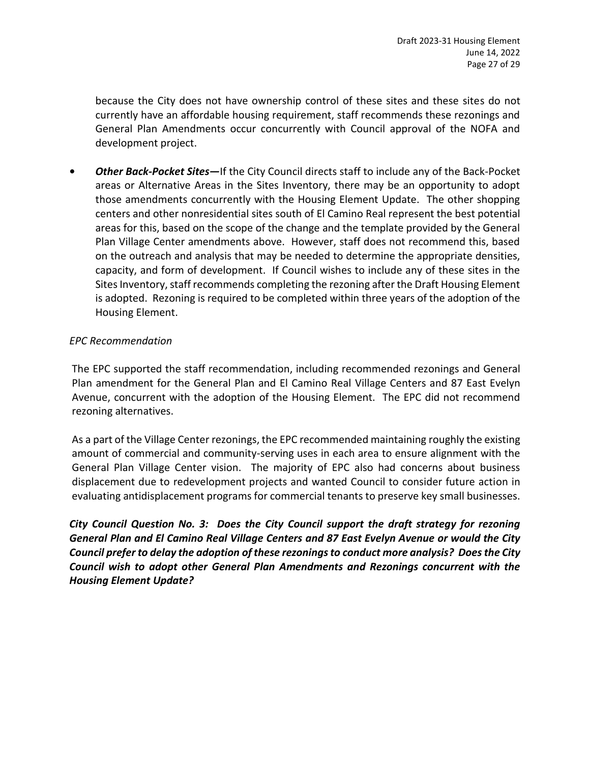because the City does not have ownership control of these sites and these sites do not currently have an affordable housing requirement, staff recommends these rezonings and General Plan Amendments occur concurrently with Council approval of the NOFA and development project.

- ***Other Back-Pocket Sites*—**If the City Council directs staff to include any of the Back-Pocket areas or Alternative Areas in the Sites Inventory, there may be an opportunity to adopt those amendments concurrently with the Housing Element Update. The other shopping centers and other nonresidential sites south of El Camino Real represent the best potential areas for this, based on the scope of the change and the template provided by the General Plan Village Center amendments above. However, staff does not recommend this, based on the outreach and analysis that may be needed to determine the appropriate densities, capacity, and form of development. If Council wishes to include any of these sites in the Sites Inventory, staff recommends completing the rezoning after the Draft Housing Element is adopted. Rezoning is required to be completed within three years of the adoption of the Housing Element.

*EPC Recommendation*

The EPC supported the staff recommendation, including recommended rezonings and General Plan amendment for the General Plan and El Camino Real Village Centers and 87 East Evelyn Avenue, concurrent with the adoption of the Housing Element. The EPC did not recommend rezoning alternatives.

As a part of the Village Center rezonings, the EPC recommended maintaining roughly the existing amount of commercial and community-serving uses in each area to ensure alignment with the General Plan Village Center vision. The majority of EPC also had concerns about business displacement due to redevelopment projects and wanted Council to consider future action in evaluating antidisplacement programs for commercial tenants to preserve key small businesses.

***City Council Question No. 3: Does the City Council support the draft strategy for rezoning General Plan and El Camino Real Village Centers and 87 East Evelyn Avenue or would the City Council prefer to delay the adoption of these rezonings to conduct more analysis? Does the City Council wish to adopt other General Plan Amendments and Rezonings concurrent with the Housing Element Update?***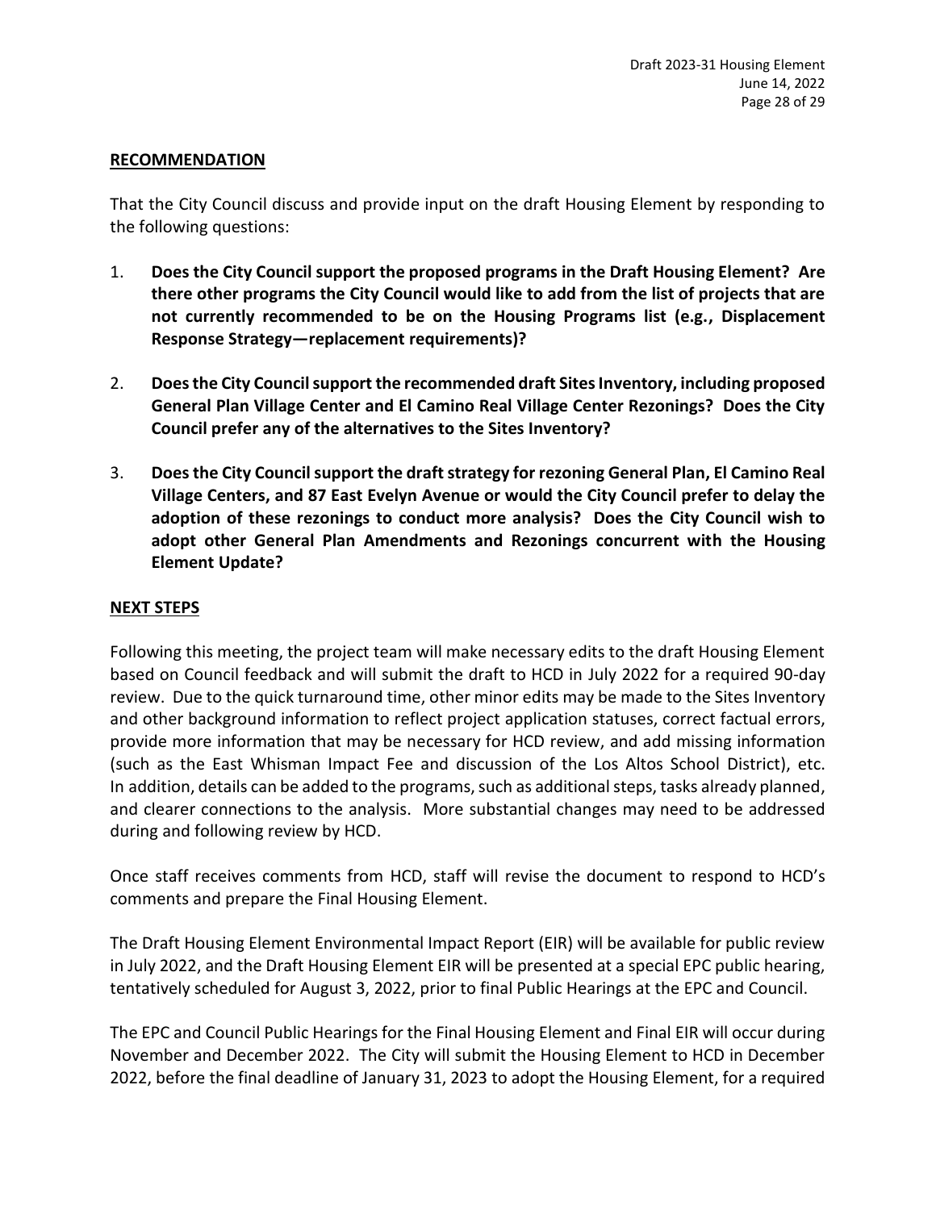**RECOMMENDATION**

That the City Council discuss and provide input on the draft Housing Element by responding to the following questions:

1. **Does the City Council support the proposed programs in the Draft Housing Element? Are there other programs the City Council would like to add from the list of projects that are not currently recommended to be on the Housing Programs list (e.g., Displacement Response Strategy—replacement requirements)?**

2. **Does the City Council support the recommended draft Sites Inventory, including proposed General Plan Village Center and El Camino Real Village Center Rezonings? Does the City Council prefer any of the alternatives to the Sites Inventory?**

3. **Does the City Council support the draft strategy for rezoning General Plan, El Camino Real Village Centers, and 87 East Evelyn Avenue or would the City Council prefer to delay the adoption of these rezonings to conduct more analysis? Does the City Council wish to adopt other General Plan Amendments and Rezonings concurrent with the Housing Element Update?**

**NEXT STEPS**

Following this meeting, the project team will make necessary edits to the draft Housing Element based on Council feedback and will submit the draft to HCD in July 2022 for a required 90-day review. Due to the quick turnaround time, other minor edits may be made to the Sites Inventory and other background information to reflect project application statuses, correct factual errors, provide more information that may be necessary for HCD review, and add missing information (such as the East Whisman Impact Fee and discussion of the Los Altos School District), etc. In addition, details can be added to the programs, such as additional steps, tasks already planned, and clearer connections to the analysis. More substantial changes may need to be addressed during and following review by HCD.

Once staff receives comments from HCD, staff will revise the document to respond to HCD's comments and prepare the Final Housing Element.

The Draft Housing Element Environmental Impact Report (EIR) will be available for public review in July 2022, and the Draft Housing Element EIR will be presented at a special EPC public hearing, tentatively scheduled for August 3, 2022, prior to final Public Hearings at the EPC and Council.

The EPC and Council Public Hearings for the Final Housing Element and Final EIR will occur during November and December 2022. The City will submit the Housing Element to HCD in December 2022, before the final deadline of January 31, 2023 to adopt the Housing Element, for a required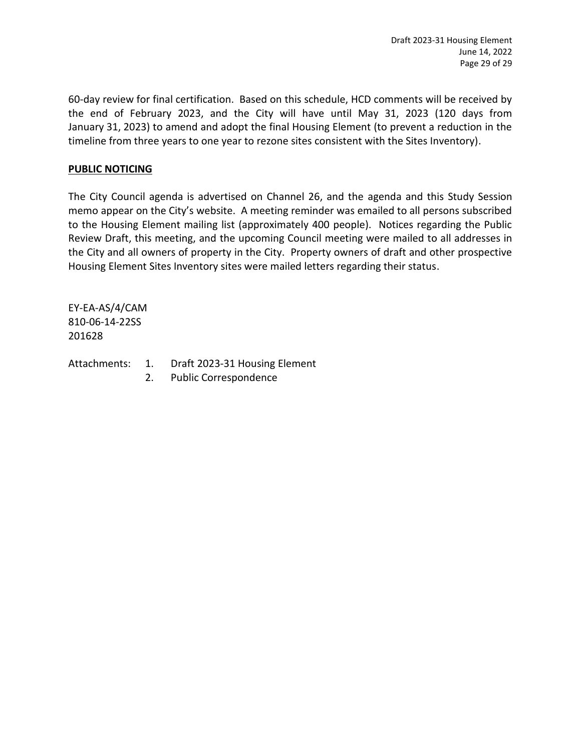60-day review for final certification. Based on this schedule, HCD comments will be received by the end of February 2023, and the City will have until May 31, 2023 (120 days from January 31, 2023) to amend and adopt the final Housing Element (to prevent a reduction in the timeline from three years to one year to rezone sites consistent with the Sites Inventory).

**PUBLIC NOTICING**

The City Council agenda is advertised on Channel 26, and the agenda and this Study Session memo appear on the City's website. A meeting reminder was emailed to all persons subscribed to the Housing Element mailing list (approximately 400 people). Notices regarding the Public Review Draft, this meeting, and the upcoming Council meeting were mailed to all addresses in the City and all owners of property in the City. Property owners of draft and other prospective Housing Element Sites Inventory sites were mailed letters regarding their status.

EY-EA-AS/4/CAM
810-06-14-22SS
201628

Attachments:
1. Draft 2023-31 Housing Element
2. Public Correspondence